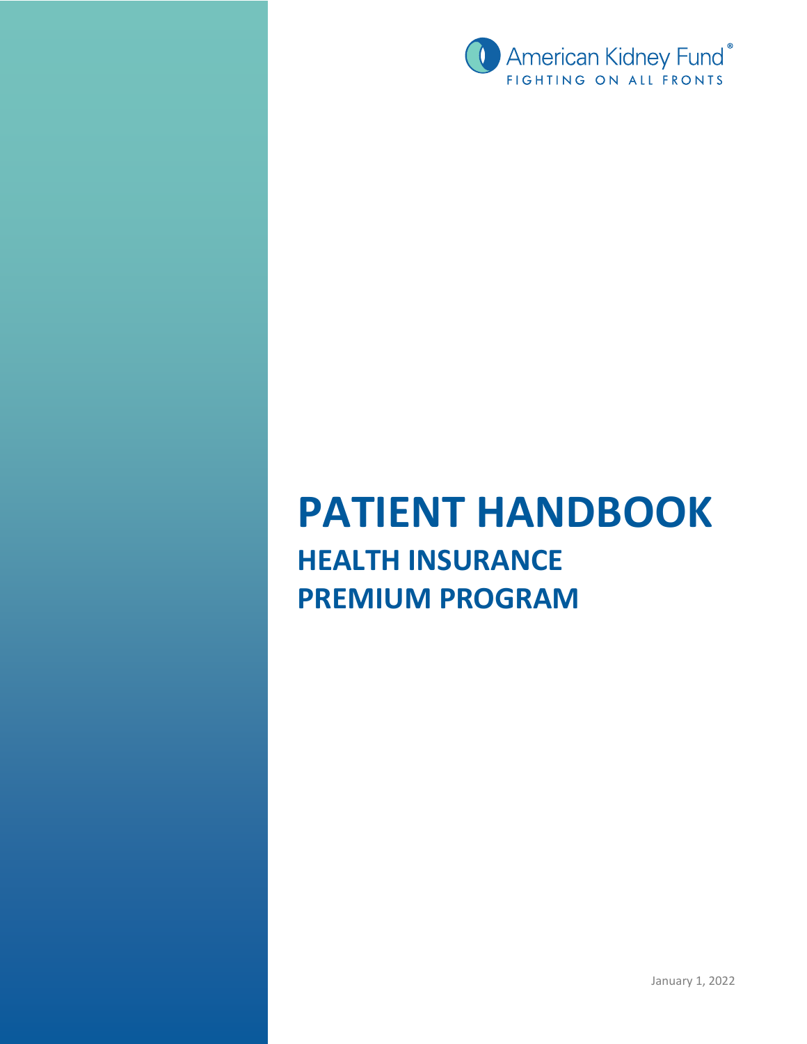American Kidney Fund®
FIGHTING ON ALL FRONTS

# PATIENT HANDBOOK

## HEALTH INSURANCE PREMIUM PROGRAM

January 1, 2022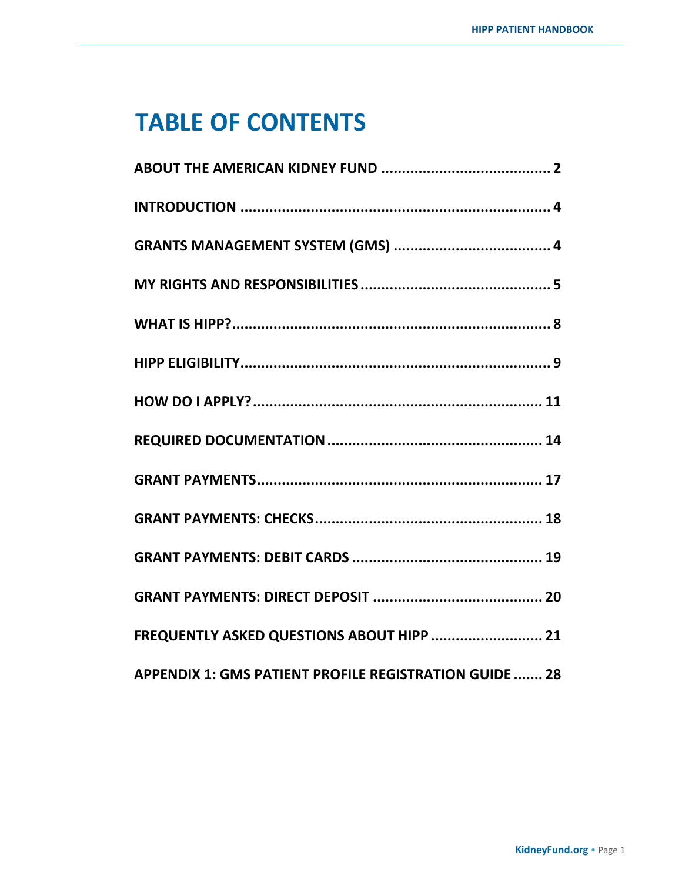# TABLE OF CONTENTS

**ABOUT THE AMERICAN KIDNEY FUND ......................................... 2**

**INTRODUCTION ........................................................................... 4**

**GRANTS MANAGEMENT SYSTEM (GMS) ...................................... 4**

**MY RIGHTS AND RESPONSIBILITIES ............................................. 5**

**WHAT IS HIPP?.............................................................................. 8**

**HIPP ELIGIBILITY........................................................................... 9**

**HOW DO I APPLY?...................................................................... 11**

**REQUIRED DOCUMENTATION .................................................... 14**

**GRANT PAYMENTS...................................................................... 17**

**GRANT PAYMENTS: CHECKS....................................................... 18**

**GRANT PAYMENTS: DEBIT CARDS .............................................. 19**

**GRANT PAYMENTS: DIRECT DEPOSIT ......................................... 20**

**FREQUENTLY ASKED QUESTIONS ABOUT HIPP ........................... 21**

**APPENDIX 1: GMS PATIENT PROFILE REGISTRATION GUIDE ....... 28**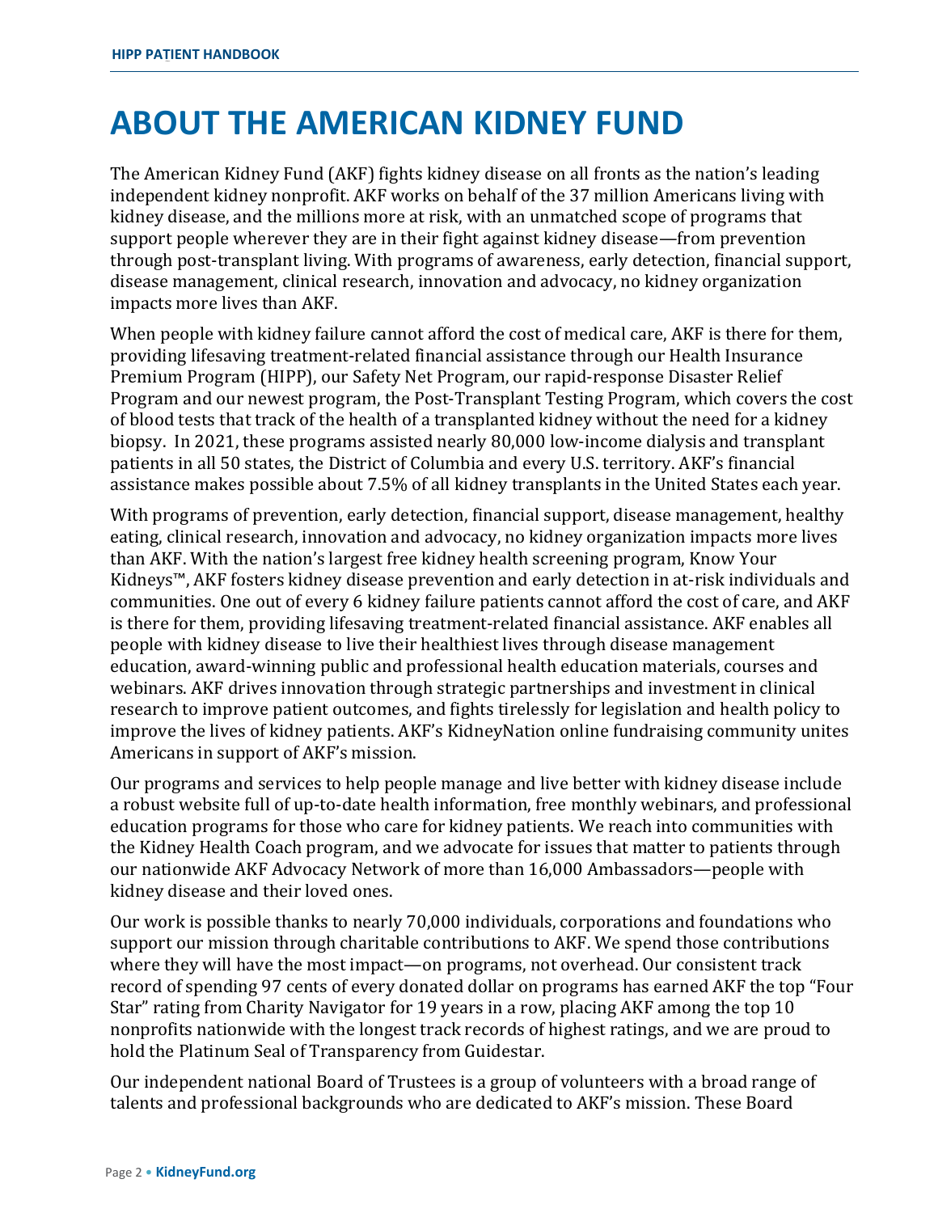# ABOUT THE AMERICAN KIDNEY FUND

The American Kidney Fund (AKF) fights kidney disease on all fronts as the nation's leading independent kidney nonprofit. AKF works on behalf of the 37 million Americans living with kidney disease, and the millions more at risk, with an unmatched scope of programs that support people wherever they are in their fight against kidney disease—from prevention through post-transplant living. With programs of awareness, early detection, financial support, disease management, clinical research, innovation and advocacy, no kidney organization impacts more lives than AKF.

When people with kidney failure cannot afford the cost of medical care, AKF is there for them, providing lifesaving treatment-related financial assistance through our Health Insurance Premium Program (HIPP), our Safety Net Program, our rapid-response Disaster Relief Program and our newest program, the Post-Transplant Testing Program, which covers the cost of blood tests that track of the health of a transplanted kidney without the need for a kidney biopsy. In 2021, these programs assisted nearly 80,000 low-income dialysis and transplant patients in all 50 states, the District of Columbia and every U.S. territory. AKF's financial assistance makes possible about 7.5% of all kidney transplants in the United States each year.

With programs of prevention, early detection, financial support, disease management, healthy eating, clinical research, innovation and advocacy, no kidney organization impacts more lives than AKF. With the nation's largest free kidney health screening program, Know Your Kidneys™, AKF fosters kidney disease prevention and early detection in at-risk individuals and communities. One out of every 6 kidney failure patients cannot afford the cost of care, and AKF is there for them, providing lifesaving treatment-related financial assistance. AKF enables all people with kidney disease to live their healthiest lives through disease management education, award-winning public and professional health education materials, courses and webinars. AKF drives innovation through strategic partnerships and investment in clinical research to improve patient outcomes, and fights tirelessly for legislation and health policy to improve the lives of kidney patients. AKF's KidneyNation online fundraising community unites Americans in support of AKF's mission.

Our programs and services to help people manage and live better with kidney disease include a robust website full of up-to-date health information, free monthly webinars, and professional education programs for those who care for kidney patients. We reach into communities with the Kidney Health Coach program, and we advocate for issues that matter to patients through our nationwide AKF Advocacy Network of more than 16,000 Ambassadors—people with kidney disease and their loved ones.

Our work is possible thanks to nearly 70,000 individuals, corporations and foundations who support our mission through charitable contributions to AKF. We spend those contributions where they will have the most impact—on programs, not overhead. Our consistent track record of spending 97 cents of every donated dollar on programs has earned AKF the top "Four Star" rating from Charity Navigator for 19 years in a row, placing AKF among the top 10 nonprofits nationwide with the longest track records of highest ratings, and we are proud to hold the Platinum Seal of Transparency from Guidestar.

Our independent national Board of Trustees is a group of volunteers with a broad range of talents and professional backgrounds who are dedicated to AKF's mission. These Board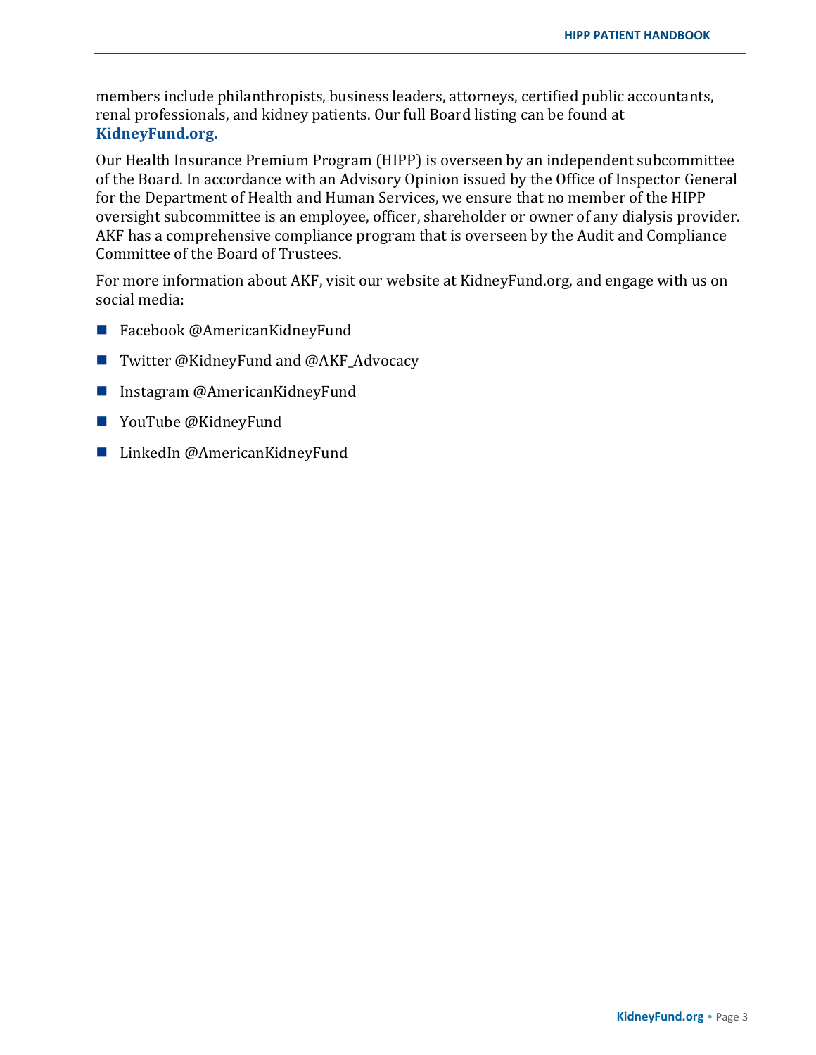members include philanthropists, business leaders, attorneys, certified public accountants, renal professionals, and kidney patients. Our full Board listing can be found at **KidneyFund.org.**

Our Health Insurance Premium Program (HIPP) is overseen by an independent subcommittee of the Board. In accordance with an Advisory Opinion issued by the Office of Inspector General for the Department of Health and Human Services, we ensure that no member of the HIPP oversight subcommittee is an employee, officer, shareholder or owner of any dialysis provider. AKF has a comprehensive compliance program that is overseen by the Audit and Compliance Committee of the Board of Trustees.

For more information about AKF, visit our website at KidneyFund.org, and engage with us on social media:

- Facebook @AmericanKidneyFund
- Twitter @KidneyFund and @AKF_Advocacy
- Instagram @AmericanKidneyFund
- YouTube @KidneyFund
- LinkedIn @AmericanKidneyFund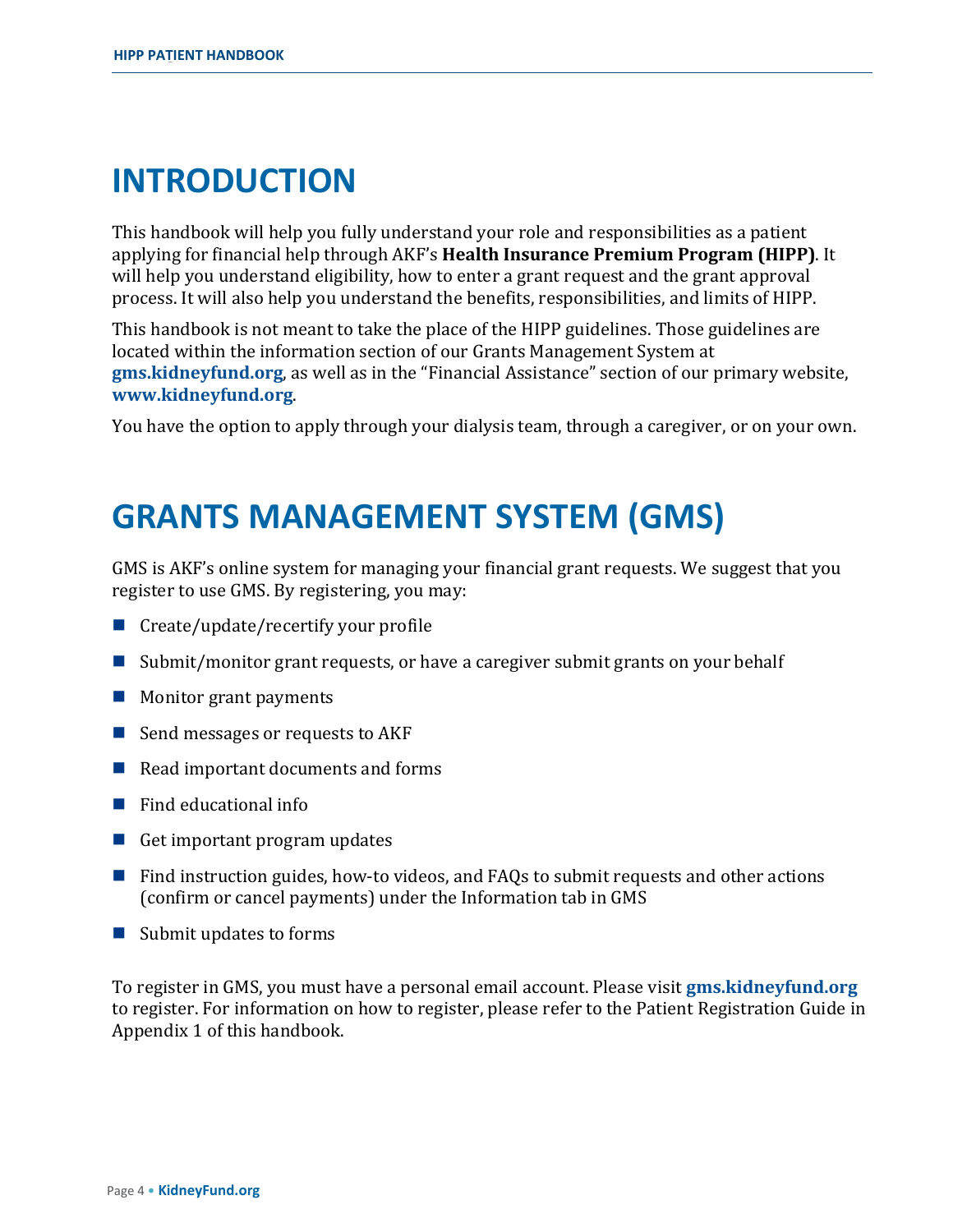# INTRODUCTION

This handbook will help you fully understand your role and responsibilities as a patient applying for financial help through AKF's **Health Insurance Premium Program (HIPP)**. It will help you understand eligibility, how to enter a grant request and the grant approval process. It will also help you understand the benefits, responsibilities, and limits of HIPP.

This handbook is not meant to take the place of the HIPP guidelines. Those guidelines are located within the information section of our Grants Management System at **gms.kidneyfund.org**, as well as in the "Financial Assistance" section of our primary website, **www.kidneyfund.org**.

You have the option to apply through your dialysis team, through a caregiver, or on your own.

# GRANTS MANAGEMENT SYSTEM (GMS)

GMS is AKF's online system for managing your financial grant requests. We suggest that you register to use GMS. By registering, you may:

- Create/update/recertify your profile
- Submit/monitor grant requests, or have a caregiver submit grants on your behalf
- Monitor grant payments
- Send messages or requests to AKF
- Read important documents and forms
- Find educational info
- Get important program updates
- Find instruction guides, how-to videos, and FAQs to submit requests and other actions (confirm or cancel payments) under the Information tab in GMS
- Submit updates to forms

To register in GMS, you must have a personal email account. Please visit **gms.kidneyfund.org** to register. For information on how to register, please refer to the Patient Registration Guide in Appendix 1 of this handbook.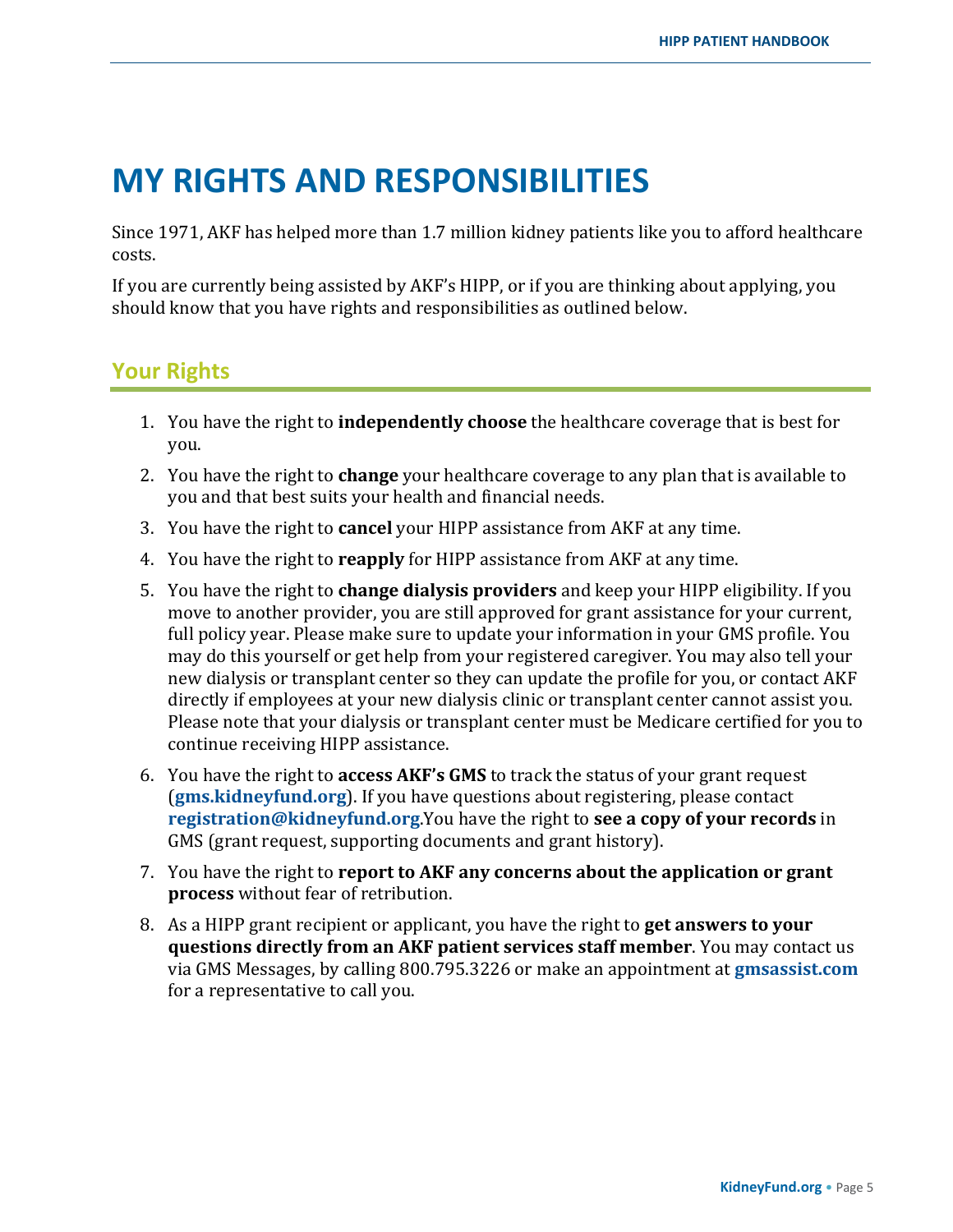# MY RIGHTS AND RESPONSIBILITIES

Since 1971, AKF has helped more than 1.7 million kidney patients like you to afford healthcare costs.

If you are currently being assisted by AKF's HIPP, or if you are thinking about applying, you should know that you have rights and responsibilities as outlined below.

## Your Rights

1. You have the right to **independently choose** the healthcare coverage that is best for you.
2. You have the right to **change** your healthcare coverage to any plan that is available to you and that best suits your health and financial needs.
3. You have the right to **cancel** your HIPP assistance from AKF at any time.
4. You have the right to **reapply** for HIPP assistance from AKF at any time.
5. You have the right to **change dialysis providers** and keep your HIPP eligibility. If you move to another provider, you are still approved for grant assistance for your current, full policy year. Please make sure to update your information in your GMS profile. You may do this yourself or get help from your registered caregiver. You may also tell your new dialysis or transplant center so they can update the profile for you, or contact AKF directly if employees at your new dialysis clinic or transplant center cannot assist you. Please note that your dialysis or transplant center must be Medicare certified for you to continue receiving HIPP assistance.
6. You have the right to **access AKF's GMS** to track the status of your grant request (**gms.kidneyfund.org**). If you have questions about registering, please contact **registration@kidneyfund.org**.You have the right to **see a copy of your records** in GMS (grant request, supporting documents and grant history).
7. You have the right to **report to AKF any concerns about the application or grant process** without fear of retribution.
8. As a HIPP grant recipient or applicant, you have the right to **get answers to your questions directly from an AKF patient services staff member**. You may contact us via GMS Messages, by calling 800.795.3226 or make an appointment at **gmsassist.com** for a representative to call you.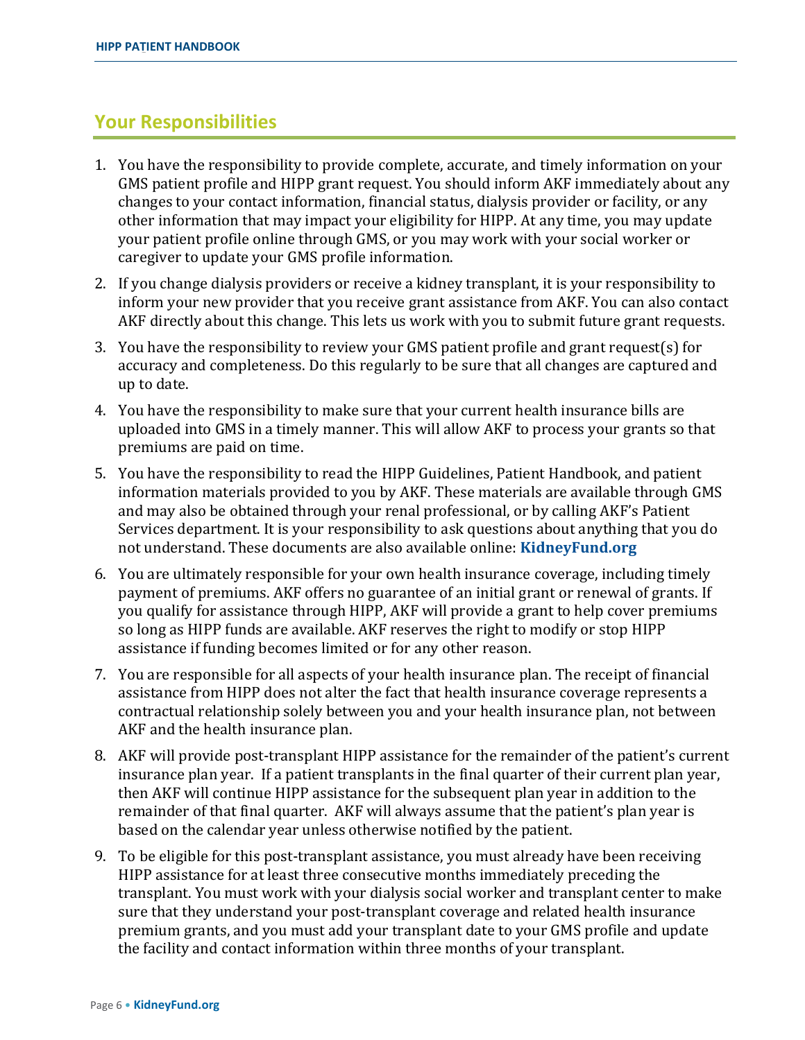## Your Responsibilities

1. You have the responsibility to provide complete, accurate, and timely information on your GMS patient profile and HIPP grant request. You should inform AKF immediately about any changes to your contact information, financial status, dialysis provider or facility, or any other information that may impact your eligibility for HIPP. At any time, you may update your patient profile online through GMS, or you may work with your social worker or caregiver to update your GMS profile information.

2. If you change dialysis providers or receive a kidney transplant, it is your responsibility to inform your new provider that you receive grant assistance from AKF. You can also contact AKF directly about this change. This lets us work with you to submit future grant requests.

3. You have the responsibility to review your GMS patient profile and grant request(s) for accuracy and completeness. Do this regularly to be sure that all changes are captured and up to date.

4. You have the responsibility to make sure that your current health insurance bills are uploaded into GMS in a timely manner. This will allow AKF to process your grants so that premiums are paid on time.

5. You have the responsibility to read the HIPP Guidelines, Patient Handbook, and patient information materials provided to you by AKF. These materials are available through GMS and may also be obtained through your renal professional, or by calling AKF's Patient Services department. It is your responsibility to ask questions about anything that you do not understand. These documents are also available online: **KidneyFund.org**

6. You are ultimately responsible for your own health insurance coverage, including timely payment of premiums. AKF offers no guarantee of an initial grant or renewal of grants. If you qualify for assistance through HIPP, AKF will provide a grant to help cover premiums so long as HIPP funds are available. AKF reserves the right to modify or stop HIPP assistance if funding becomes limited or for any other reason.

7. You are responsible for all aspects of your health insurance plan. The receipt of financial assistance from HIPP does not alter the fact that health insurance coverage represents a contractual relationship solely between you and your health insurance plan, not between AKF and the health insurance plan.

8. AKF will provide post-transplant HIPP assistance for the remainder of the patient's current insurance plan year. If a patient transplants in the final quarter of their current plan year, then AKF will continue HIPP assistance for the subsequent plan year in addition to the remainder of that final quarter. AKF will always assume that the patient's plan year is based on the calendar year unless otherwise notified by the patient.

9. To be eligible for this post-transplant assistance, you must already have been receiving HIPP assistance for at least three consecutive months immediately preceding the transplant. You must work with your dialysis social worker and transplant center to make sure that they understand your post-transplant coverage and related health insurance premium grants, and you must add your transplant date to your GMS profile and update the facility and contact information within three months of your transplant.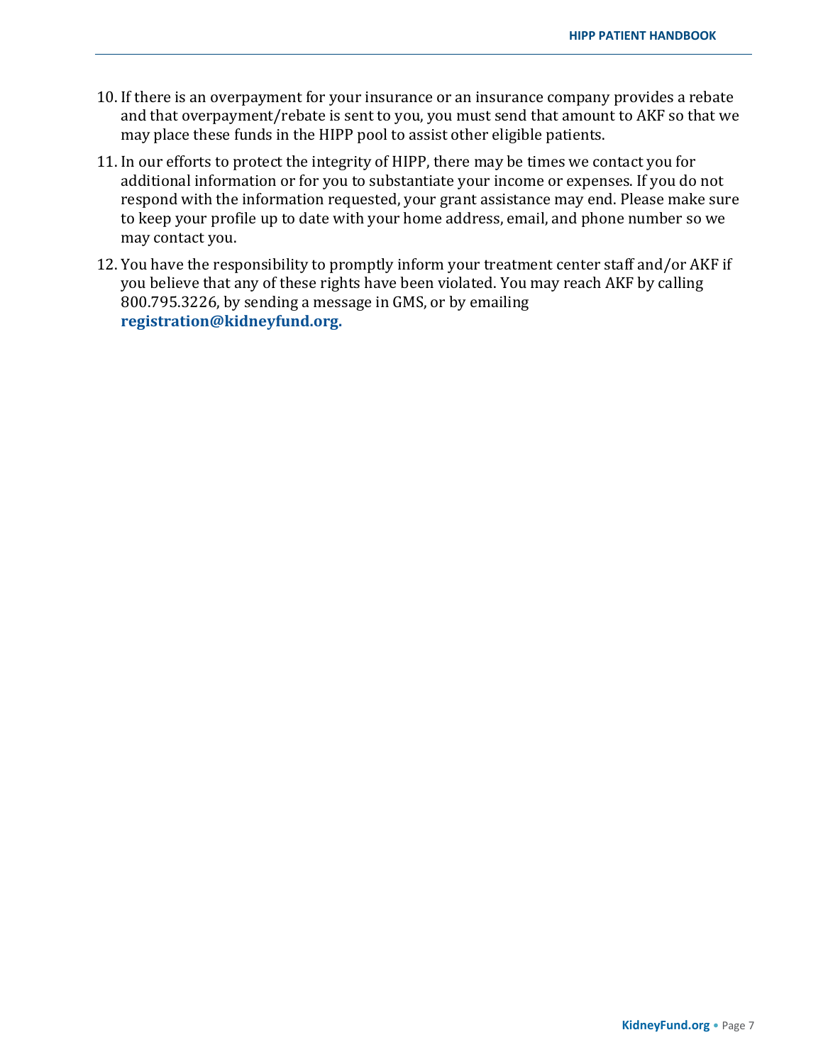10. If there is an overpayment for your insurance or an insurance company provides a rebate and that overpayment/rebate is sent to you, you must send that amount to AKF so that we may place these funds in the HIPP pool to assist other eligible patients.
11. In our efforts to protect the integrity of HIPP, there may be times we contact you for additional information or for you to substantiate your income or expenses. If you do not respond with the information requested, your grant assistance may end. Please make sure to keep your profile up to date with your home address, email, and phone number so we may contact you.
12. You have the responsibility to promptly inform your treatment center staff and/or AKF if you believe that any of these rights have been violated. You may reach AKF by calling 800.795.3226, by sending a message in GMS, or by emailing **registration@kidneyfund.org.**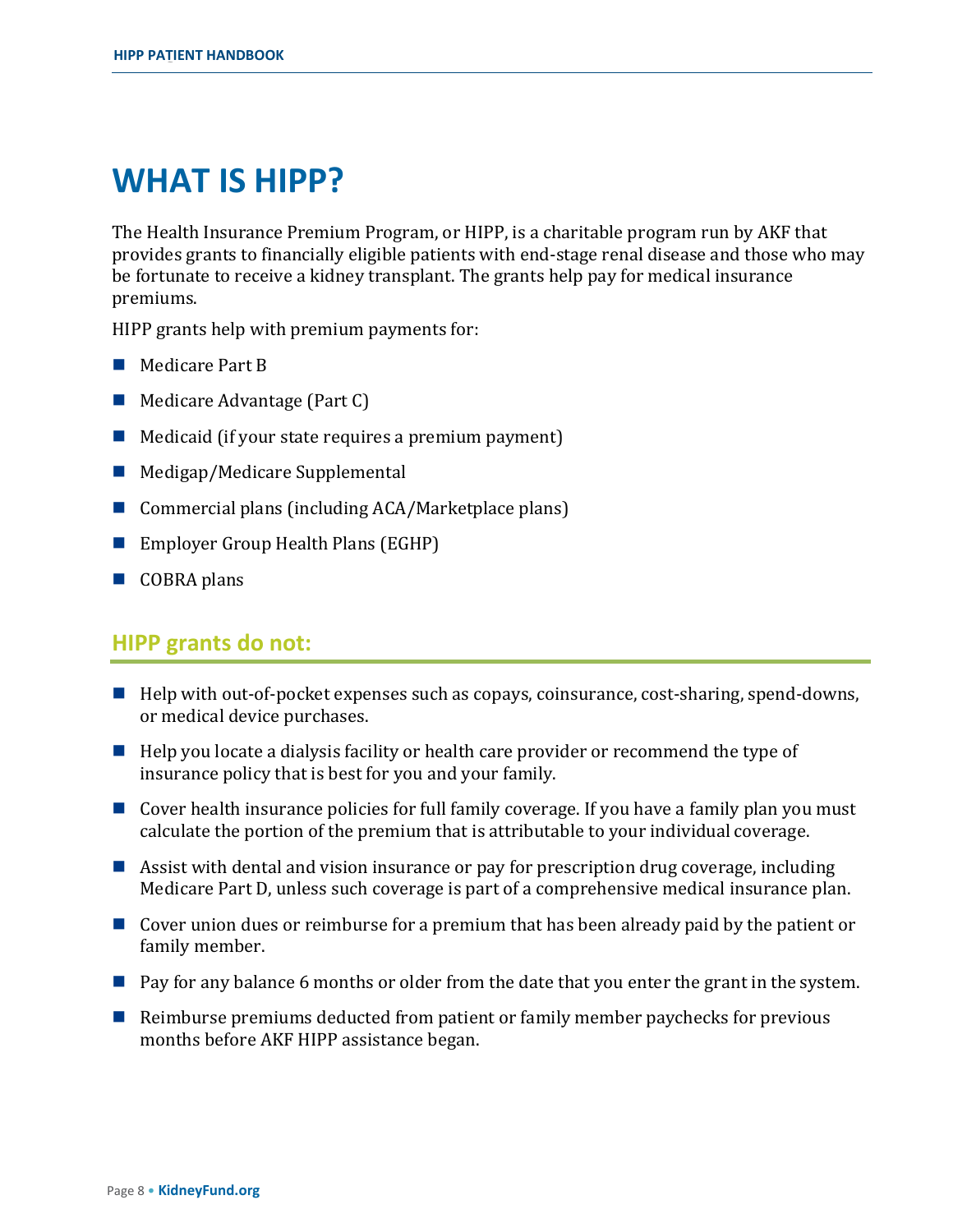# WHAT IS HIPP?

The Health Insurance Premium Program, or HIPP, is a charitable program run by AKF that provides grants to financially eligible patients with end-stage renal disease and those who may be fortunate to receive a kidney transplant. The grants help pay for medical insurance premiums.

HIPP grants help with premium payments for:

- Medicare Part B
- Medicare Advantage (Part C)
- Medicaid (if your state requires a premium payment)
- Medigap/Medicare Supplemental
- Commercial plans (including ACA/Marketplace plans)
- Employer Group Health Plans (EGHP)
- COBRA plans

## HIPP grants do not:

- Help with out-of-pocket expenses such as copays, coinsurance, cost-sharing, spend-downs, or medical device purchases.
- Help you locate a dialysis facility or health care provider or recommend the type of insurance policy that is best for you and your family.
- Cover health insurance policies for full family coverage. If you have a family plan you must calculate the portion of the premium that is attributable to your individual coverage.
- Assist with dental and vision insurance or pay for prescription drug coverage, including Medicare Part D, unless such coverage is part of a comprehensive medical insurance plan.
- Cover union dues or reimburse for a premium that has been already paid by the patient or family member.
- Pay for any balance 6 months or older from the date that you enter the grant in the system.
- Reimburse premiums deducted from patient or family member paychecks for previous months before AKF HIPP assistance began.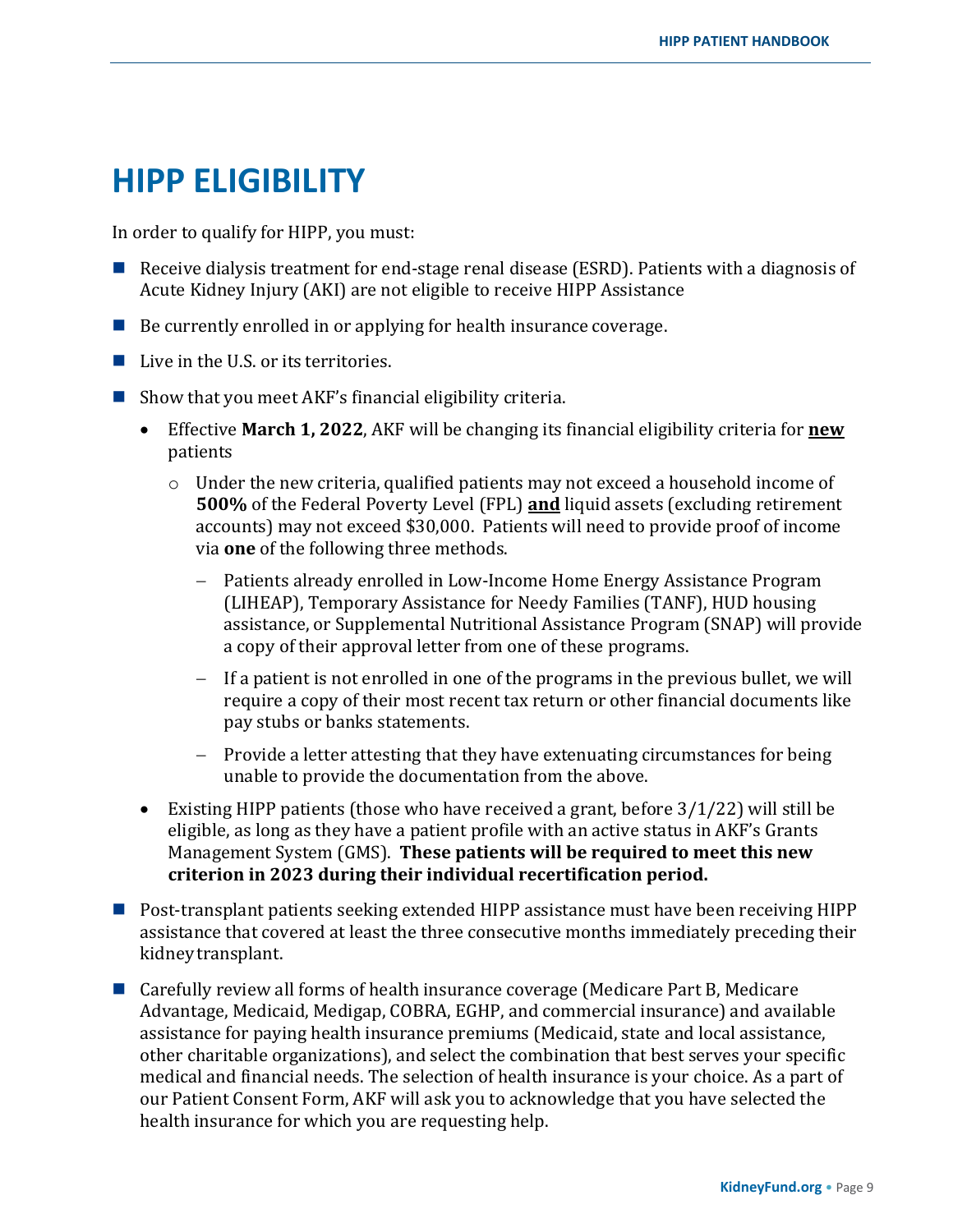# HIPP ELIGIBILITY

In order to qualify for HIPP, you must:

- Receive dialysis treatment for end-stage renal disease (ESRD). Patients with a diagnosis of Acute Kidney Injury (AKI) are not eligible to receive HIPP Assistance
- Be currently enrolled in or applying for health insurance coverage.
- Live in the U.S. or its territories.
- Show that you meet AKF's financial eligibility criteria.
  - Effective **March 1, 2022**, AKF will be changing its financial eligibility criteria for **<u>new</u>** patients
    - Under the new criteria, qualified patients may not exceed a household income of **500%** of the Federal Poverty Level (FPL) **<u>and</u>** liquid assets (excluding retirement accounts) may not exceed $30,000. Patients will need to provide proof of income via **one** of the following three methods.
      - Patients already enrolled in Low-Income Home Energy Assistance Program (LIHEAP), Temporary Assistance for Needy Families (TANF), HUD housing assistance, or Supplemental Nutritional Assistance Program (SNAP) will provide a copy of their approval letter from one of these programs.
      - If a patient is not enrolled in one of the programs in the previous bullet, we will require a copy of their most recent tax return or other financial documents like pay stubs or banks statements.
      - Provide a letter attesting that they have extenuating circumstances for being unable to provide the documentation from the above.
  - Existing HIPP patients (those who have received a grant, before 3/1/22) will still be eligible, as long as they have a patient profile with an active status in AKF's Grants Management System (GMS). **These patients will be required to meet this new criterion in 2023 during their individual recertification period.**
- Post-transplant patients seeking extended HIPP assistance must have been receiving HIPP assistance that covered at least the three consecutive months immediately preceding their kidney transplant.
- Carefully review all forms of health insurance coverage (Medicare Part B, Medicare Advantage, Medicaid, Medigap, COBRA, EGHP, and commercial insurance) and available assistance for paying health insurance premiums (Medicaid, state and local assistance, other charitable organizations), and select the combination that best serves your specific medical and financial needs. The selection of health insurance is your choice. As a part of our Patient Consent Form, AKF will ask you to acknowledge that you have selected the health insurance for which you are requesting help.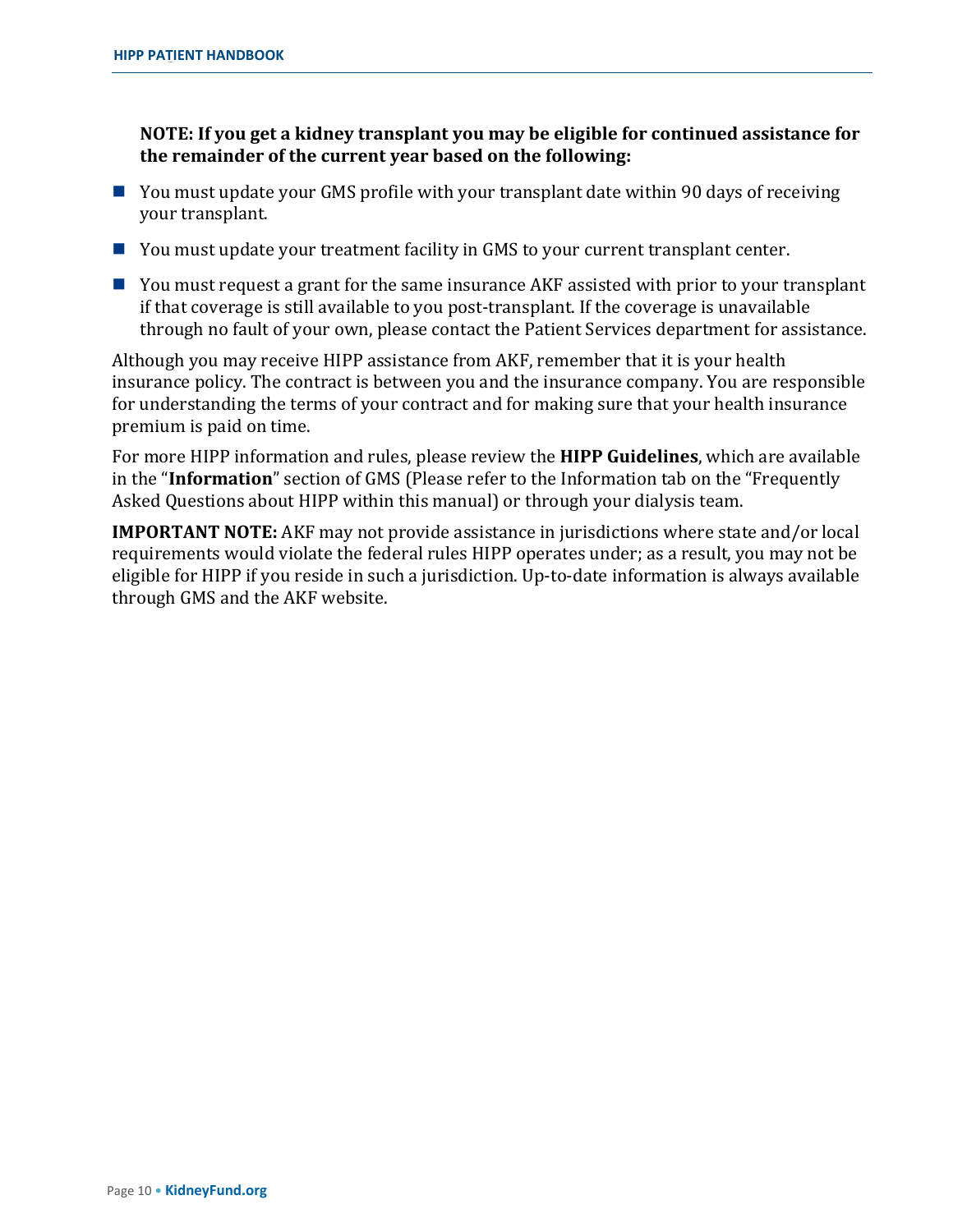**NOTE: If you get a kidney transplant you may be eligible for continued assistance for the remainder of the current year based on the following:**

- You must update your GMS profile with your transplant date within 90 days of receiving your transplant.
- You must update your treatment facility in GMS to your current transplant center.
- You must request a grant for the same insurance AKF assisted with prior to your transplant if that coverage is still available to you post-transplant. If the coverage is unavailable through no fault of your own, please contact the Patient Services department for assistance.

Although you may receive HIPP assistance from AKF, remember that it is your health insurance policy. The contract is between you and the insurance company. You are responsible for understanding the terms of your contract and for making sure that your health insurance premium is paid on time.

For more HIPP information and rules, please review the **HIPP Guidelines**, which are available in the "**Information**" section of GMS (Please refer to the Information tab on the "Frequently Asked Questions about HIPP within this manual) or through your dialysis team.

**IMPORTANT NOTE:** AKF may not provide assistance in jurisdictions where state and/or local requirements would violate the federal rules HIPP operates under; as a result, you may not be eligible for HIPP if you reside in such a jurisdiction. Up-to-date information is always available through GMS and the AKF website.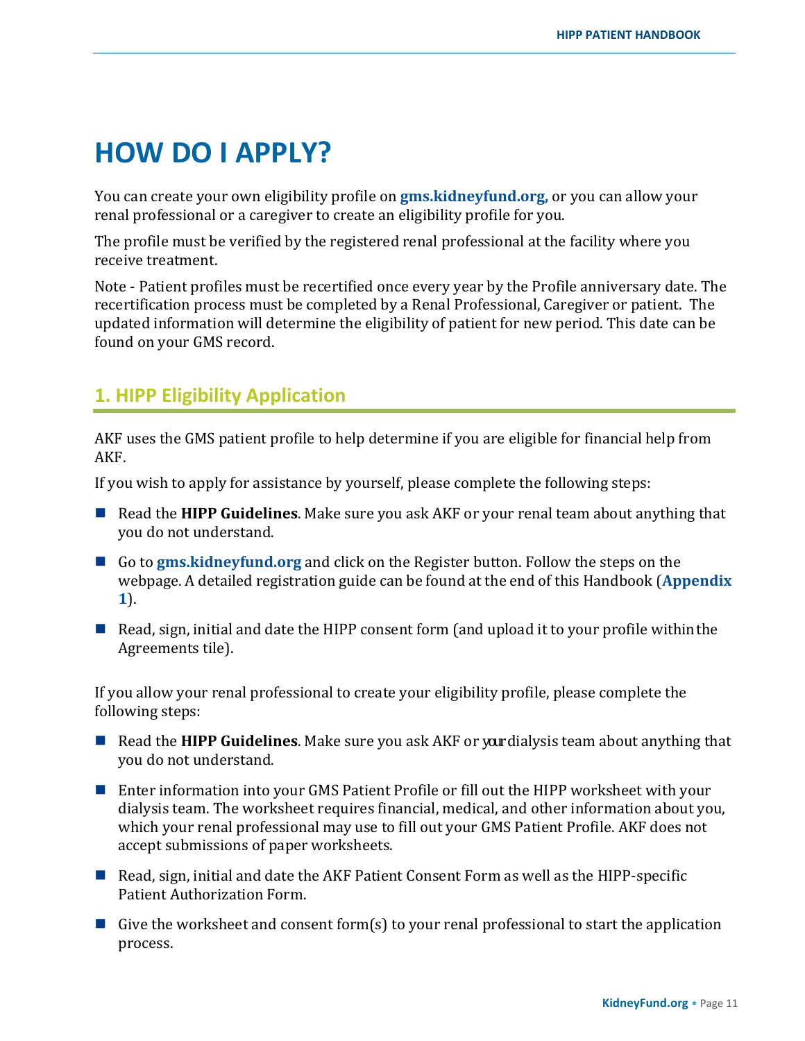# HOW DO I APPLY?

You can create your own eligibility profile on **gms.kidneyfund.org,** or you can allow your renal professional or a caregiver to create an eligibility profile for you.

The profile must be verified by the registered renal professional at the facility where you receive treatment.

Note - Patient profiles must be recertified once every year by the Profile anniversary date. The recertification process must be completed by a Renal Professional, Caregiver or patient. The updated information will determine the eligibility of patient for new period. This date can be found on your GMS record.

## 1. HIPP Eligibility Application

AKF uses the GMS patient profile to help determine if you are eligible for financial help from AKF.

If you wish to apply for assistance by yourself, please complete the following steps:

- Read the **HIPP Guidelines**. Make sure you ask AKF or your renal team about anything that you do not understand.
- Go to **gms.kidneyfund.org** and click on the Register button. Follow the steps on the webpage. A detailed registration guide can be found at the end of this Handbook (**Appendix 1**).
- Read, sign, initial and date the HIPP consent form (and upload it to your profile within the Agreements tile).

If you allow your renal professional to create your eligibility profile, please complete the following steps:

- Read the **HIPP Guidelines**. Make sure you ask AKF or your dialysis team about anything that you do not understand.
- Enter information into your GMS Patient Profile or fill out the HIPP worksheet with your dialysis team. The worksheet requires financial, medical, and other information about you, which your renal professional may use to fill out your GMS Patient Profile. AKF does not accept submissions of paper worksheets.
- Read, sign, initial and date the AKF Patient Consent Form as well as the HIPP-specific Patient Authorization Form.
- Give the worksheet and consent form(s) to your renal professional to start the application process.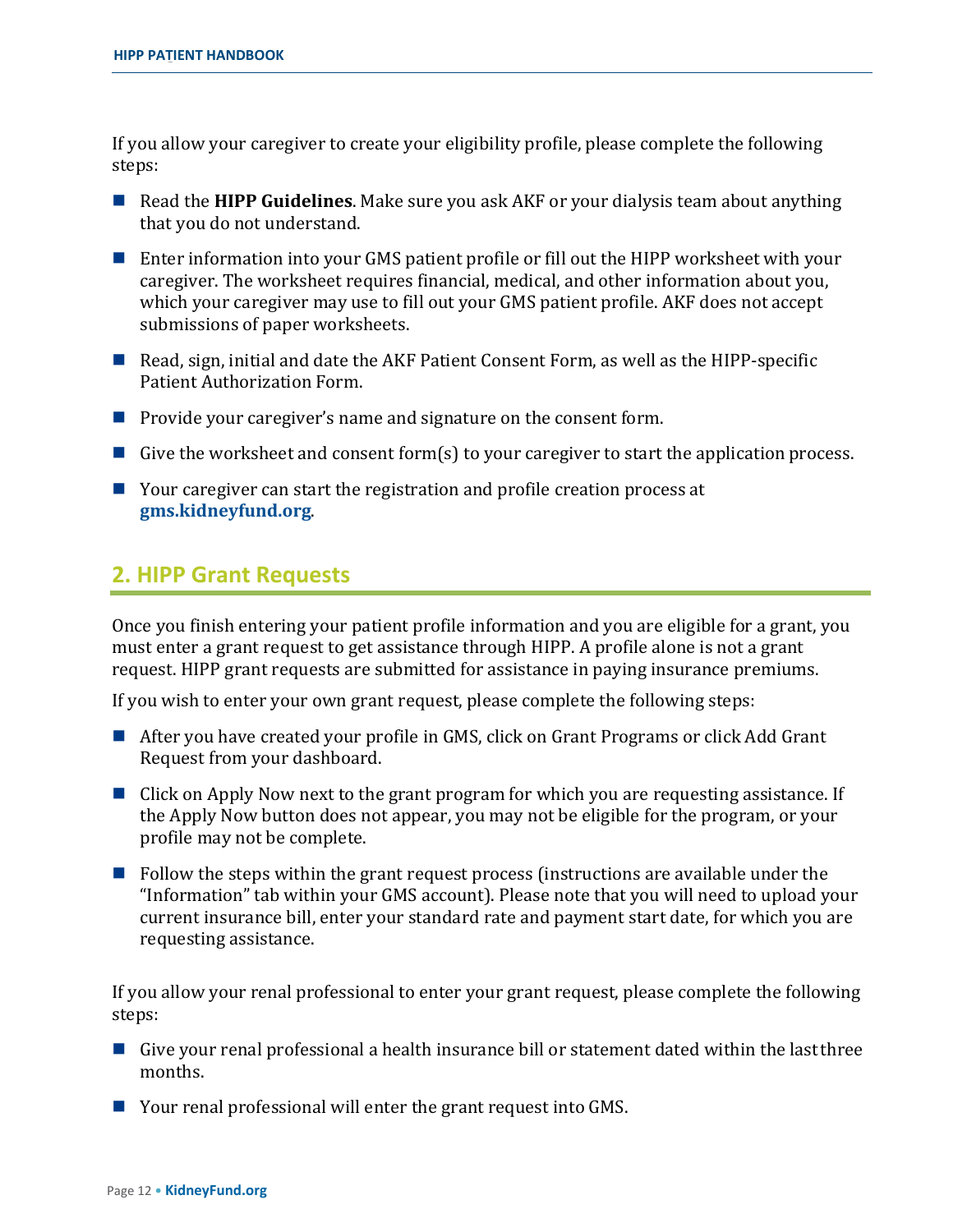If you allow your caregiver to create your eligibility profile, please complete the following steps:

- Read the **HIPP Guidelines**. Make sure you ask AKF or your dialysis team about anything that you do not understand.
- Enter information into your GMS patient profile or fill out the HIPP worksheet with your caregiver. The worksheet requires financial, medical, and other information about you, which your caregiver may use to fill out your GMS patient profile. AKF does not accept submissions of paper worksheets.
- Read, sign, initial and date the AKF Patient Consent Form, as well as the HIPP-specific Patient Authorization Form.
- Provide your caregiver's name and signature on the consent form.
- Give the worksheet and consent form(s) to your caregiver to start the application process.
- Your caregiver can start the registration and profile creation process at **gms.kidneyfund.org**.

## 2. HIPP Grant Requests

Once you finish entering your patient profile information and you are eligible for a grant, you must enter a grant request to get assistance through HIPP. A profile alone is not a grant request. HIPP grant requests are submitted for assistance in paying insurance premiums.

If you wish to enter your own grant request, please complete the following steps:

- After you have created your profile in GMS, click on Grant Programs or click Add Grant Request from your dashboard.
- Click on Apply Now next to the grant program for which you are requesting assistance. If the Apply Now button does not appear, you may not be eligible for the program, or your profile may not be complete.
- Follow the steps within the grant request process (instructions are available under the "Information" tab within your GMS account). Please note that you will need to upload your current insurance bill, enter your standard rate and payment start date, for which you are requesting assistance.

If you allow your renal professional to enter your grant request, please complete the following steps:

- Give your renal professional a health insurance bill or statement dated within the last three months.
- Your renal professional will enter the grant request into GMS.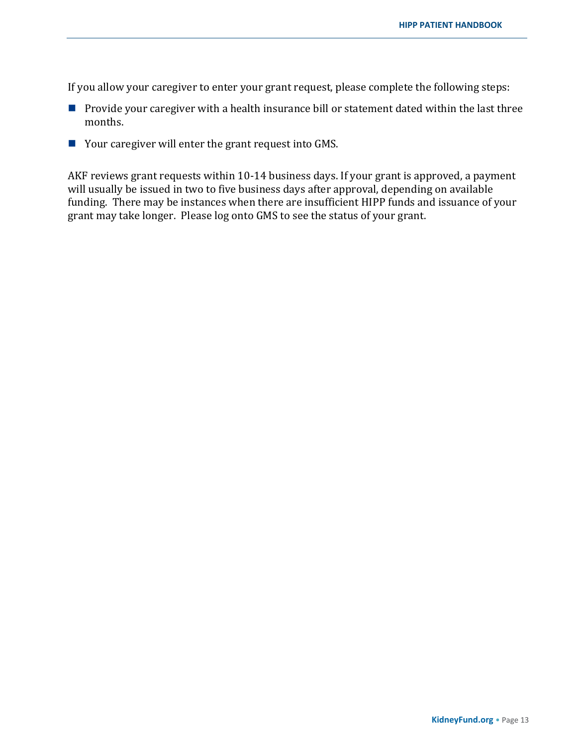If you allow your caregiver to enter your grant request, please complete the following steps:

- Provide your caregiver with a health insurance bill or statement dated within the last three months.
- Your caregiver will enter the grant request into GMS.

AKF reviews grant requests within 10-14 business days. If your grant is approved, a payment will usually be issued in two to five business days after approval, depending on available funding. There may be instances when there are insufficient HIPP funds and issuance of your grant may take longer. Please log onto GMS to see the status of your grant.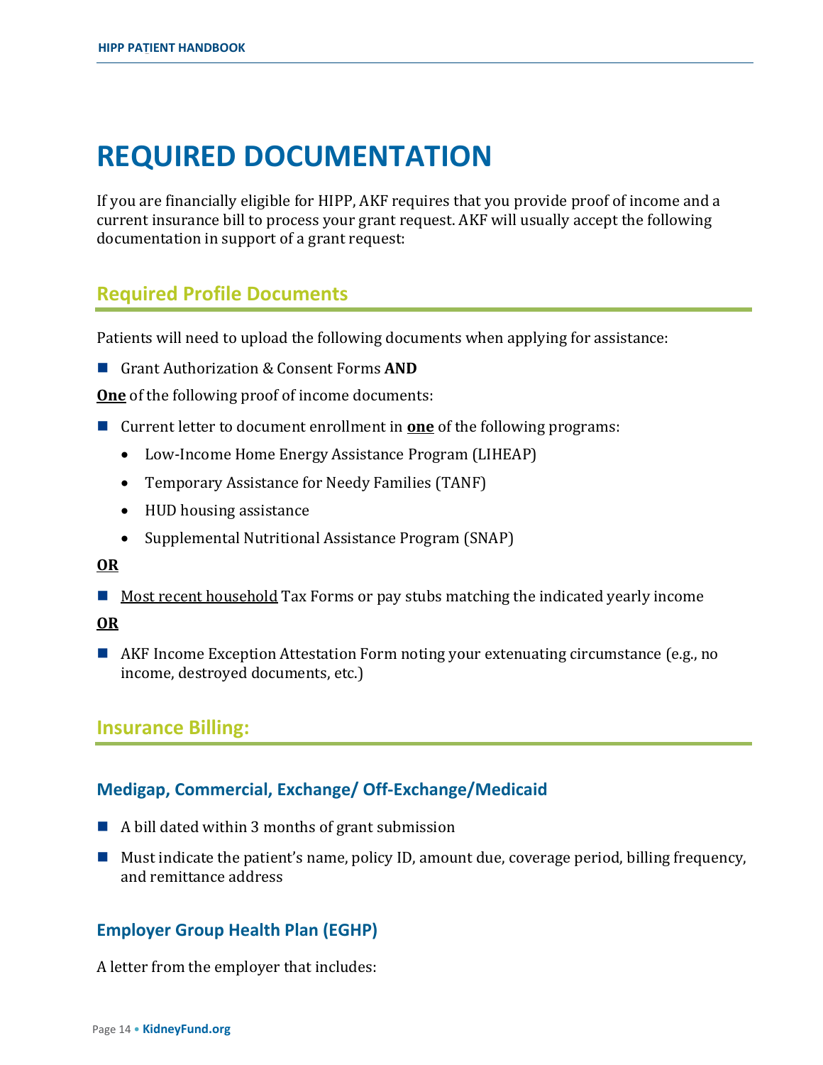# REQUIRED DOCUMENTATION

If you are financially eligible for HIPP, AKF requires that you provide proof of income and a current insurance bill to process your grant request. AKF will usually accept the following documentation in support of a grant request:

## Required Profile Documents

Patients will need to upload the following documents when applying for assistance:

- Grant Authorization & Consent Forms **AND**

**One** of the following proof of income documents:

- Current letter to document enrollment in **one** of the following programs:
  - Low-Income Home Energy Assistance Program (LIHEAP)
  - Temporary Assistance for Needy Families (TANF)
  - HUD housing assistance
  - Supplemental Nutritional Assistance Program (SNAP)

**OR**

- Most recent household Tax Forms or pay stubs matching the indicated yearly income

**OR**

- AKF Income Exception Attestation Form noting your extenuating circumstance (e.g., no income, destroyed documents, etc.)

## Insurance Billing:

### Medigap, Commercial, Exchange/ Off-Exchange/Medicaid

- A bill dated within 3 months of grant submission
- Must indicate the patient's name, policy ID, amount due, coverage period, billing frequency, and remittance address

### Employer Group Health Plan (EGHP)

A letter from the employer that includes: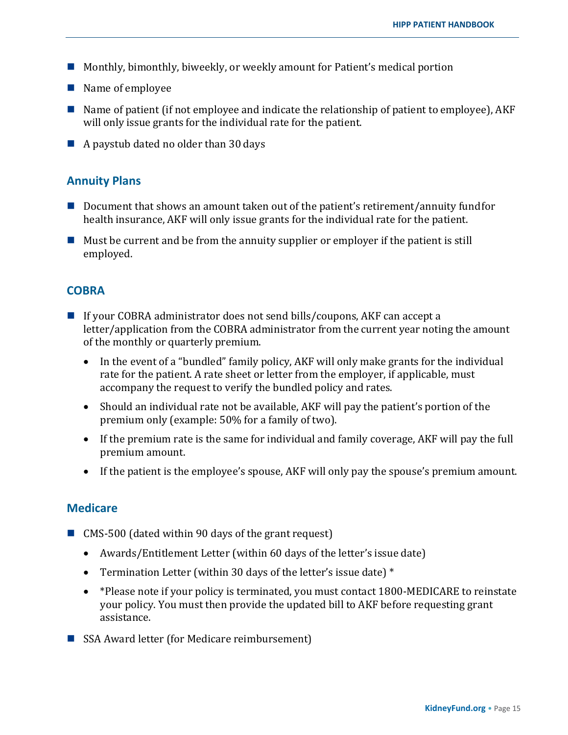- Monthly, bimonthly, biweekly, or weekly amount for Patient's medical portion
- Name of employee
- Name of patient (if not employee and indicate the relationship of patient to employee), AKF will only issue grants for the individual rate for the patient.
- A paystub dated no older than 30 days

## Annuity Plans

- Document that shows an amount taken out of the patient's retirement/annuity fund for health insurance, AKF will only issue grants for the individual rate for the patient.
- Must be current and be from the annuity supplier or employer if the patient is still employed.

## COBRA

- If your COBRA administrator does not send bills/coupons, AKF can accept a letter/application from the COBRA administrator from the current year noting the amount of the monthly or quarterly premium.
  - In the event of a "bundled" family policy, AKF will only make grants for the individual rate for the patient. A rate sheet or letter from the employer, if applicable, must accompany the request to verify the bundled policy and rates.
  - Should an individual rate not be available, AKF will pay the patient's portion of the premium only (example: 50% for a family of two).
  - If the premium rate is the same for individual and family coverage, AKF will pay the full premium amount.
  - If the patient is the employee's spouse, AKF will only pay the spouse's premium amount.

## Medicare

- CMS-500 (dated within 90 days of the grant request)
  - Awards/Entitlement Letter (within 60 days of the letter's issue date)
  - Termination Letter (within 30 days of the letter's issue date) *
  - *Please note if your policy is terminated, you must contact 1800-MEDICARE to reinstate your policy. You must then provide the updated bill to AKF before requesting grant assistance.
- SSA Award letter (for Medicare reimbursement)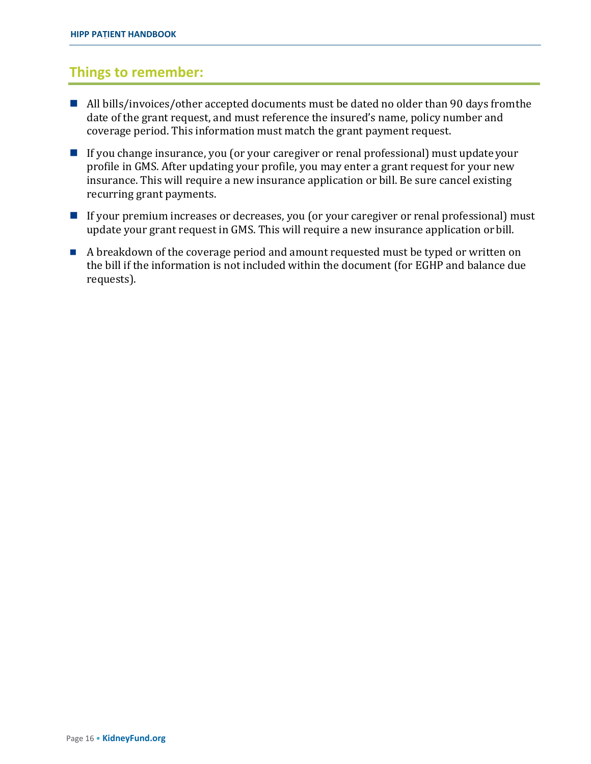## Things to remember:

- All bills/invoices/other accepted documents must be dated no older than 90 days from the date of the grant request, and must reference the insured's name, policy number and coverage period. This information must match the grant payment request.
- If you change insurance, you (or your caregiver or renal professional) must update your profile in GMS. After updating your profile, you may enter a grant request for your new insurance. This will require a new insurance application or bill. Be sure cancel existing recurring grant payments.
- If your premium increases or decreases, you (or your caregiver or renal professional) must update your grant request in GMS. This will require a new insurance application or bill.
- A breakdown of the coverage period and amount requested must be typed or written on the bill if the information is not included within the document (for EGHP and balance due requests).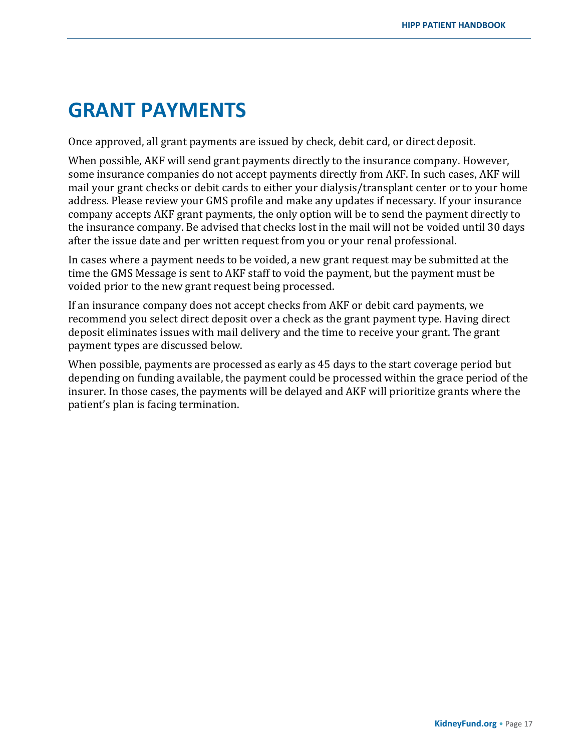# GRANT PAYMENTS

Once approved, all grant payments are issued by check, debit card, or direct deposit.

When possible, AKF will send grant payments directly to the insurance company. However, some insurance companies do not accept payments directly from AKF. In such cases, AKF will mail your grant checks or debit cards to either your dialysis/transplant center or to your home address. Please review your GMS profile and make any updates if necessary. If your insurance company accepts AKF grant payments, the only option will be to send the payment directly to the insurance company. Be advised that checks lost in the mail will not be voided until 30 days after the issue date and per written request from you or your renal professional.

In cases where a payment needs to be voided, a new grant request may be submitted at the time the GMS Message is sent to AKF staff to void the payment, but the payment must be voided prior to the new grant request being processed.

If an insurance company does not accept checks from AKF or debit card payments, we recommend you select direct deposit over a check as the grant payment type. Having direct deposit eliminates issues with mail delivery and the time to receive your grant. The grant payment types are discussed below.

When possible, payments are processed as early as 45 days to the start coverage period but depending on funding available, the payment could be processed within the grace period of the insurer. In those cases, the payments will be delayed and AKF will prioritize grants where the patient's plan is facing termination.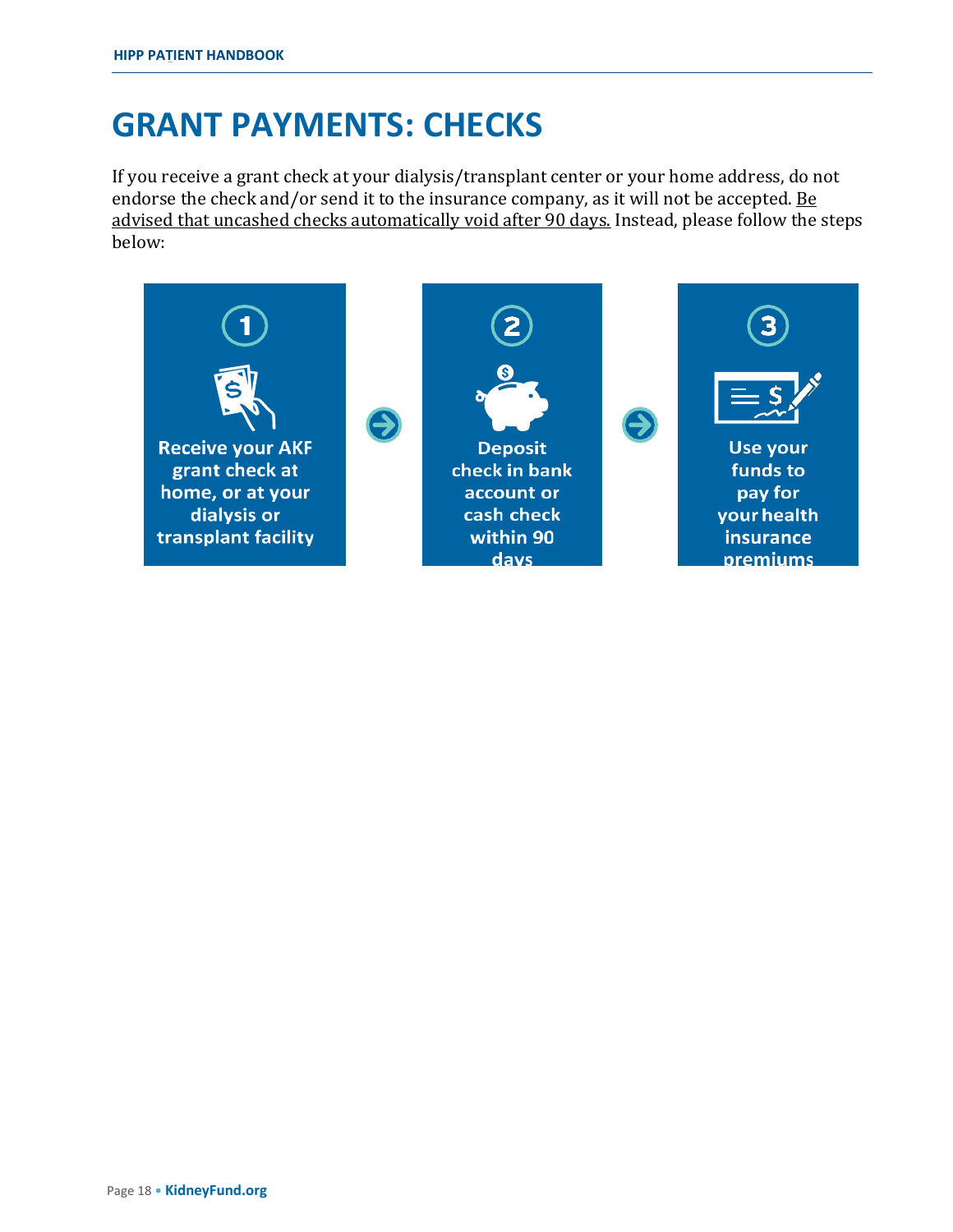# GRANT PAYMENTS: CHECKS

If you receive a grant check at your dialysis/transplant center or your home address, do not endorse the check and/or send it to the insurance company, as it will not be accepted. <u>Be advised that uncashed checks automatically void after 90 days.</u> Instead, please follow the steps below:

1. **Receive your AKF grant check at home, or at your dialysis or transplant facility**
2. **Deposit check in bank account or cash check within 90 days**
3. **Use your funds to pay for your health insurance premiums**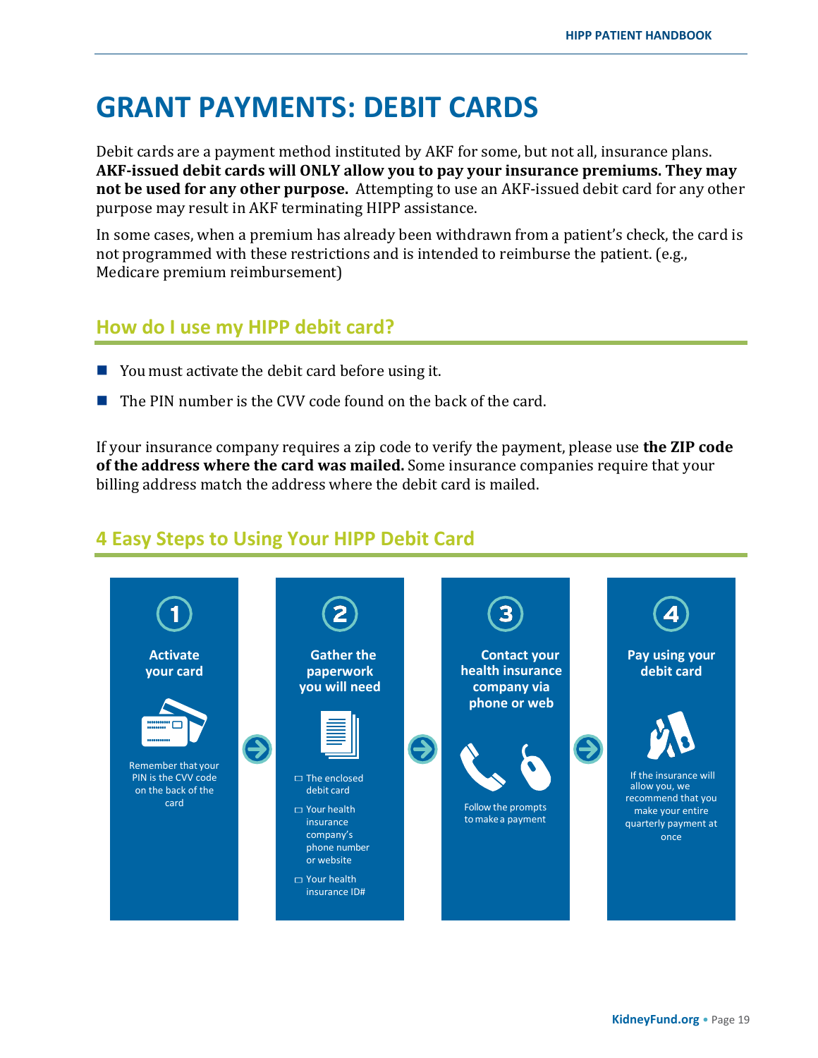# GRANT PAYMENTS: DEBIT CARDS

Debit cards are a payment method instituted by AKF for some, but not all, insurance plans. **AKF-issued debit cards will ONLY allow you to pay your insurance premiums. They may not be used for any other purpose.** Attempting to use an AKF-issued debit card for any other purpose may result in AKF terminating HIPP assistance.

In some cases, when a premium has already been withdrawn from a patient's check, the card is not programmed with these restrictions and is intended to reimburse the patient. (e.g., Medicare premium reimbursement)

## How do I use my HIPP debit card?

- You must activate the debit card before using it.
- The PIN number is the CVV code found on the back of the card.

If your insurance company requires a zip code to verify the payment, please use **the ZIP code of the address where the card was mailed.** Some insurance companies require that your billing address match the address where the debit card is mailed.

## 4 Easy Steps to Using Your HIPP Debit Card

**1. Activate your card**

Remember that your PIN is the CVV code on the back of the card

**2. Gather the paperwork you will need**

- ☐ The enclosed debit card
- ☐ Your health insurance company's phone number or website
- ☐ Your health insurance ID#

**3. Contact your health insurance company via phone or web**

Follow the prompts to make a payment

**4. Pay using your debit card**

If the insurance will allow you, we recommend that you make your entire quarterly payment at once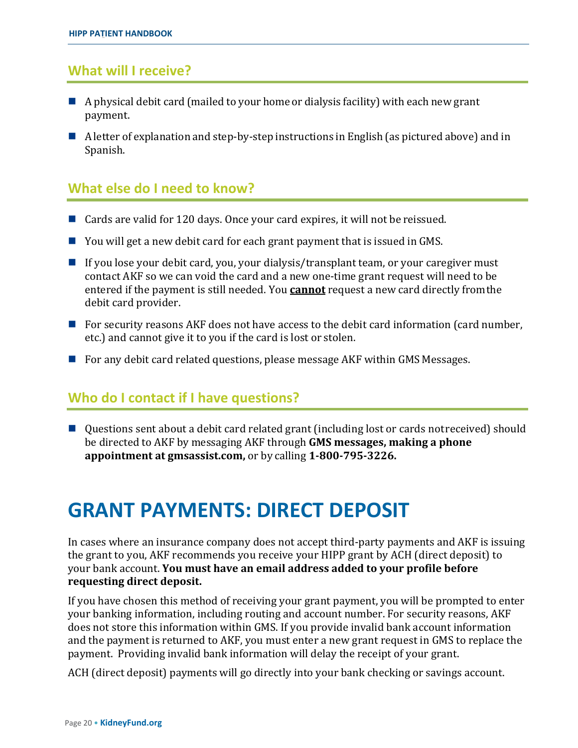## What will I receive?

- A physical debit card (mailed to your home or dialysis facility) with each new grant payment.
- A letter of explanation and step-by-step instructions in English (as pictured above) and in Spanish.

## What else do I need to know?

- Cards are valid for 120 days. Once your card expires, it will not be reissued.
- You will get a new debit card for each grant payment that is issued in GMS.
- If you lose your debit card, you, your dialysis/transplant team, or your caregiver must contact AKF so we can void the card and a new one-time grant request will need to be entered if the payment is still needed. You **cannot** request a new card directly from the debit card provider.
- For security reasons AKF does not have access to the debit card information (card number, etc.) and cannot give it to you if the card is lost or stolen.
- For any debit card related questions, please message AKF within GMS Messages.

## Who do I contact if I have questions?

- Questions sent about a debit card related grant (including lost or cards not received) should be directed to AKF by messaging AKF through **GMS messages, making a phone appointment at gmsassist.com,** or by calling **1-800-795-3226.**

# GRANT PAYMENTS: DIRECT DEPOSIT

In cases where an insurance company does not accept third-party payments and AKF is issuing the grant to you, AKF recommends you receive your HIPP grant by ACH (direct deposit) to your bank account. **You must have an email address added to your profile before requesting direct deposit.**

If you have chosen this method of receiving your grant payment, you will be prompted to enter your banking information, including routing and account number. For security reasons, AKF does not store this information within GMS. If you provide invalid bank account information and the payment is returned to AKF, you must enter a new grant request in GMS to replace the payment. Providing invalid bank information will delay the receipt of your grant.

ACH (direct deposit) payments will go directly into your bank checking or savings account.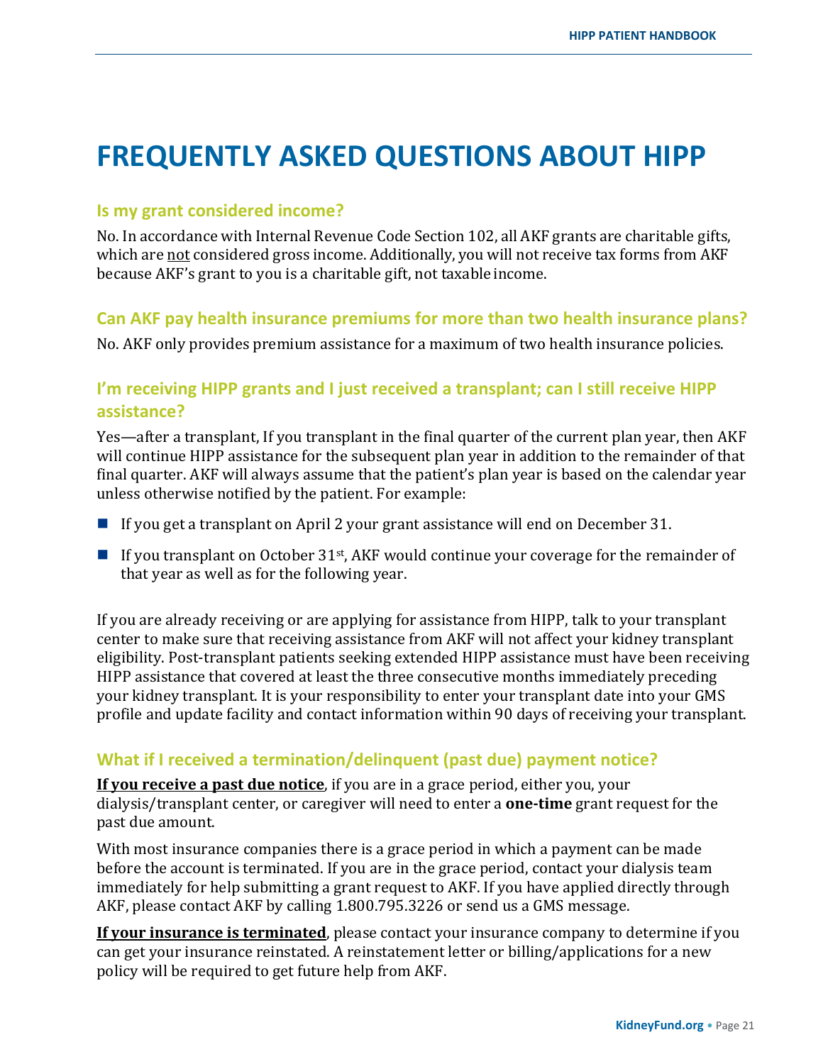# FREQUENTLY ASKED QUESTIONS ABOUT HIPP

### Is my grant considered income?

No. In accordance with Internal Revenue Code Section 102, all AKF grants are charitable gifts, which are <u>not</u> considered gross income. Additionally, you will not receive tax forms from AKF because AKF's grant to you is a charitable gift, not taxable income.

### Can AKF pay health insurance premiums for more than two health insurance plans?

No. AKF only provides premium assistance for a maximum of two health insurance policies.

### I'm receiving HIPP grants and I just received a transplant; can I still receive HIPP assistance?

Yes—after a transplant, If you transplant in the final quarter of the current plan year, then AKF will continue HIPP assistance for the subsequent plan year in addition to the remainder of that final quarter. AKF will always assume that the patient's plan year is based on the calendar year unless otherwise notified by the patient. For example:

- If you get a transplant on April 2 your grant assistance will end on December 31.
- If you transplant on October 31st, AKF would continue your coverage for the remainder of that year as well as for the following year.

If you are already receiving or are applying for assistance from HIPP, talk to your transplant center to make sure that receiving assistance from AKF will not affect your kidney transplant eligibility. Post-transplant patients seeking extended HIPP assistance must have been receiving HIPP assistance that covered at least the three consecutive months immediately preceding your kidney transplant. It is your responsibility to enter your transplant date into your GMS profile and update facility and contact information within 90 days of receiving your transplant.

### What if I received a termination/delinquent (past due) payment notice?

<u>**If you receive a past due notice**</u>, if you are in a grace period, either you, your dialysis/transplant center, or caregiver will need to enter a **one-time** grant request for the past due amount.

With most insurance companies there is a grace period in which a payment can be made before the account is terminated. If you are in the grace period, contact your dialysis team immediately for help submitting a grant request to AKF. If you have applied directly through AKF, please contact AKF by calling 1.800.795.3226 or send us a GMS message.

<u>**If your insurance is terminated**</u>, please contact your insurance company to determine if you can get your insurance reinstated. A reinstatement letter or billing/applications for a new policy will be required to get future help from AKF.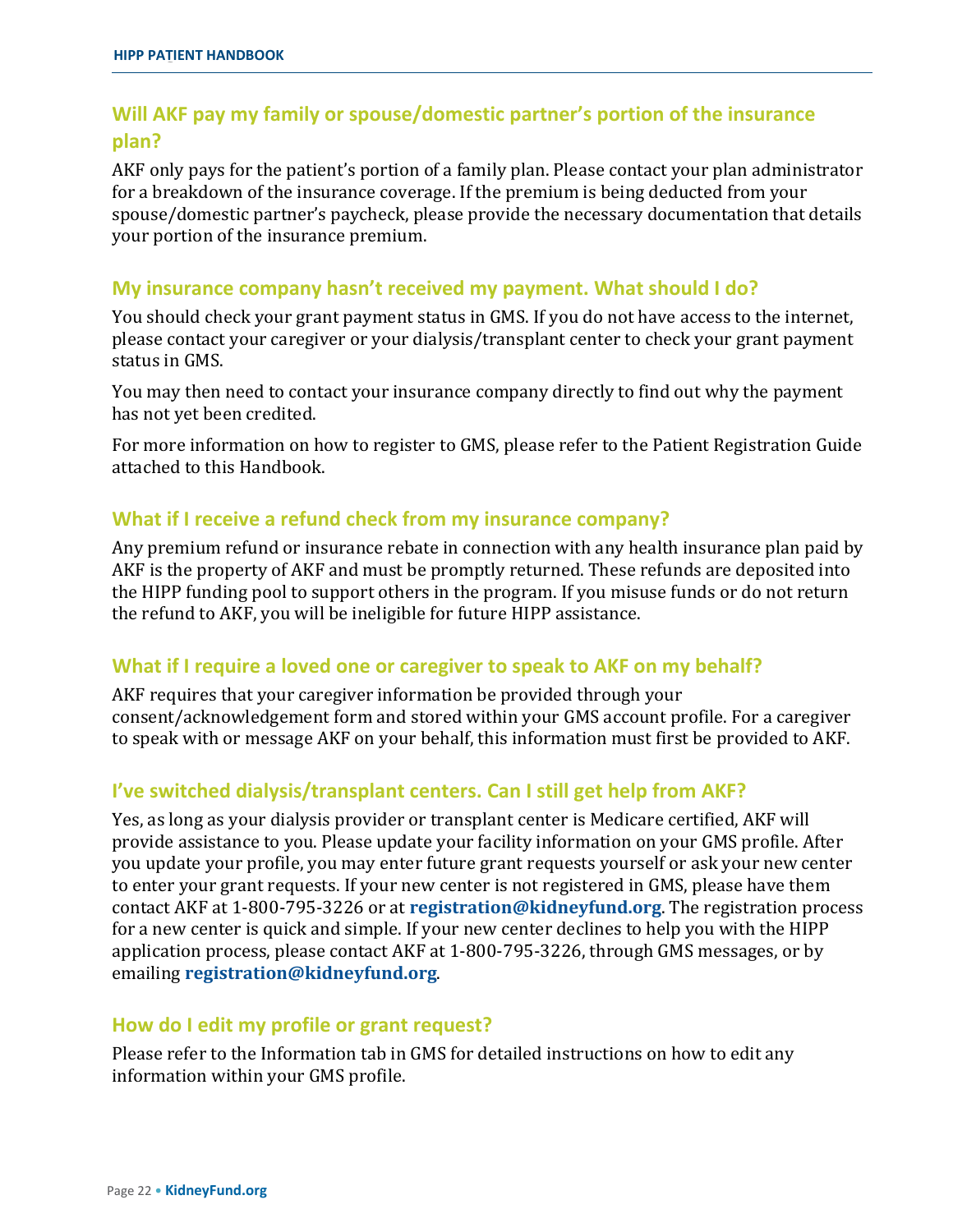### Will AKF pay my family or spouse/domestic partner's portion of the insurance plan?

AKF only pays for the patient's portion of a family plan. Please contact your plan administrator for a breakdown of the insurance coverage. If the premium is being deducted from your spouse/domestic partner's paycheck, please provide the necessary documentation that details your portion of the insurance premium.

### My insurance company hasn't received my payment. What should I do?

You should check your grant payment status in GMS. If you do not have access to the internet, please contact your caregiver or your dialysis/transplant center to check your grant payment status in GMS.

You may then need to contact your insurance company directly to find out why the payment has not yet been credited.

For more information on how to register to GMS, please refer to the Patient Registration Guide attached to this Handbook.

### What if I receive a refund check from my insurance company?

Any premium refund or insurance rebate in connection with any health insurance plan paid by AKF is the property of AKF and must be promptly returned. These refunds are deposited into the HIPP funding pool to support others in the program. If you misuse funds or do not return the refund to AKF, you will be ineligible for future HIPP assistance.

### What if I require a loved one or caregiver to speak to AKF on my behalf?

AKF requires that your caregiver information be provided through your consent/acknowledgement form and stored within your GMS account profile. For a caregiver to speak with or message AKF on your behalf, this information must first be provided to AKF.

### I've switched dialysis/transplant centers. Can I still get help from AKF?

Yes, as long as your dialysis provider or transplant center is Medicare certified, AKF will provide assistance to you. Please update your facility information on your GMS profile. After you update your profile, you may enter future grant requests yourself or ask your new center to enter your grant requests. If your new center is not registered in GMS, please have them contact AKF at 1-800-795-3226 or at **registration@kidneyfund.org**. The registration process for a new center is quick and simple. If your new center declines to help you with the HIPP application process, please contact AKF at 1-800-795-3226, through GMS messages, or by emailing **registration@kidneyfund.org**.

### How do I edit my profile or grant request?

Please refer to the Information tab in GMS for detailed instructions on how to edit any information within your GMS profile.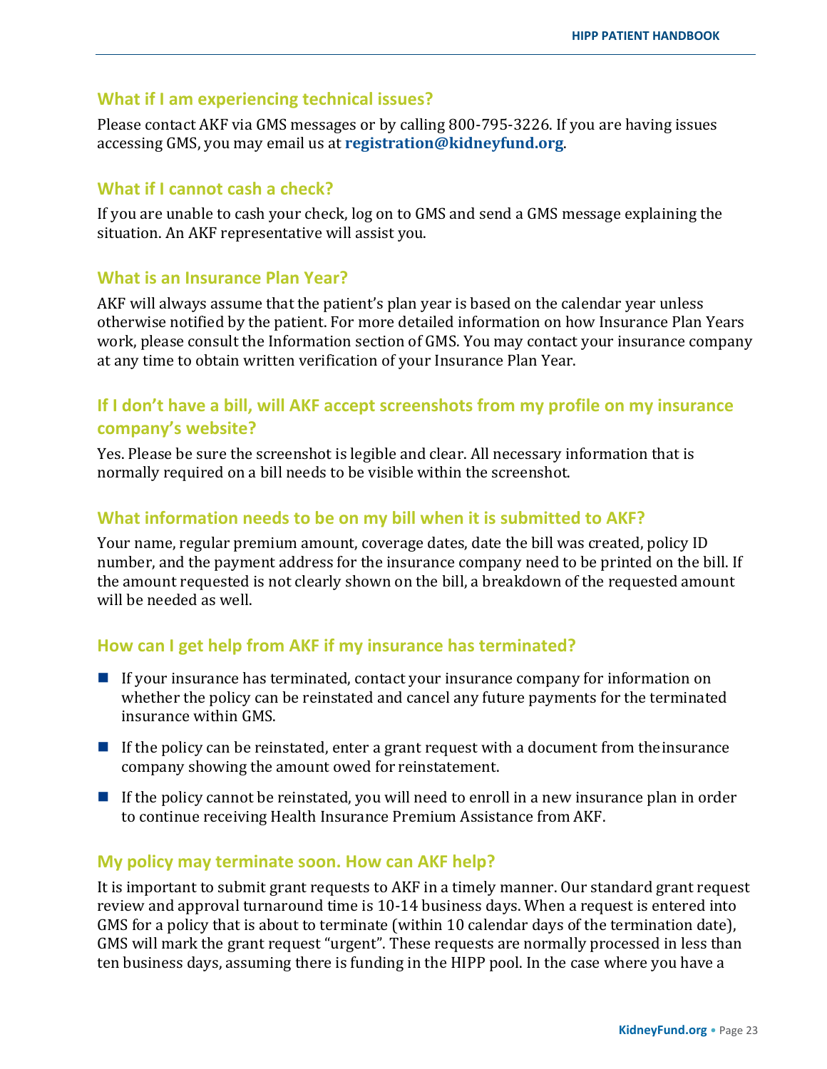### What if I am experiencing technical issues?

Please contact AKF via GMS messages or by calling 800-795-3226. If you are having issues accessing GMS, you may email us at **registration@kidneyfund.org**.

### What if I cannot cash a check?

If you are unable to cash your check, log on to GMS and send a GMS message explaining the situation. An AKF representative will assist you.

### What is an Insurance Plan Year?

AKF will always assume that the patient's plan year is based on the calendar year unless otherwise notified by the patient. For more detailed information on how Insurance Plan Years work, please consult the Information section of GMS. You may contact your insurance company at any time to obtain written verification of your Insurance Plan Year.

### If I don't have a bill, will AKF accept screenshots from my profile on my insurance company's website?

Yes. Please be sure the screenshot is legible and clear. All necessary information that is normally required on a bill needs to be visible within the screenshot.

### What information needs to be on my bill when it is submitted to AKF?

Your name, regular premium amount, coverage dates, date the bill was created, policy ID number, and the payment address for the insurance company need to be printed on the bill. If the amount requested is not clearly shown on the bill, a breakdown of the requested amount will be needed as well.

### How can I get help from AKF if my insurance has terminated?

- If your insurance has terminated, contact your insurance company for information on whether the policy can be reinstated and cancel any future payments for the terminated insurance within GMS.
- If the policy can be reinstated, enter a grant request with a document from the insurance company showing the amount owed for reinstatement.
- If the policy cannot be reinstated, you will need to enroll in a new insurance plan in order to continue receiving Health Insurance Premium Assistance from AKF.

### My policy may terminate soon. How can AKF help?

It is important to submit grant requests to AKF in a timely manner. Our standard grant request review and approval turnaround time is 10-14 business days. When a request is entered into GMS for a policy that is about to terminate (within 10 calendar days of the termination date), GMS will mark the grant request "urgent". These requests are normally processed in less than ten business days, assuming there is funding in the HIPP pool. In the case where you have a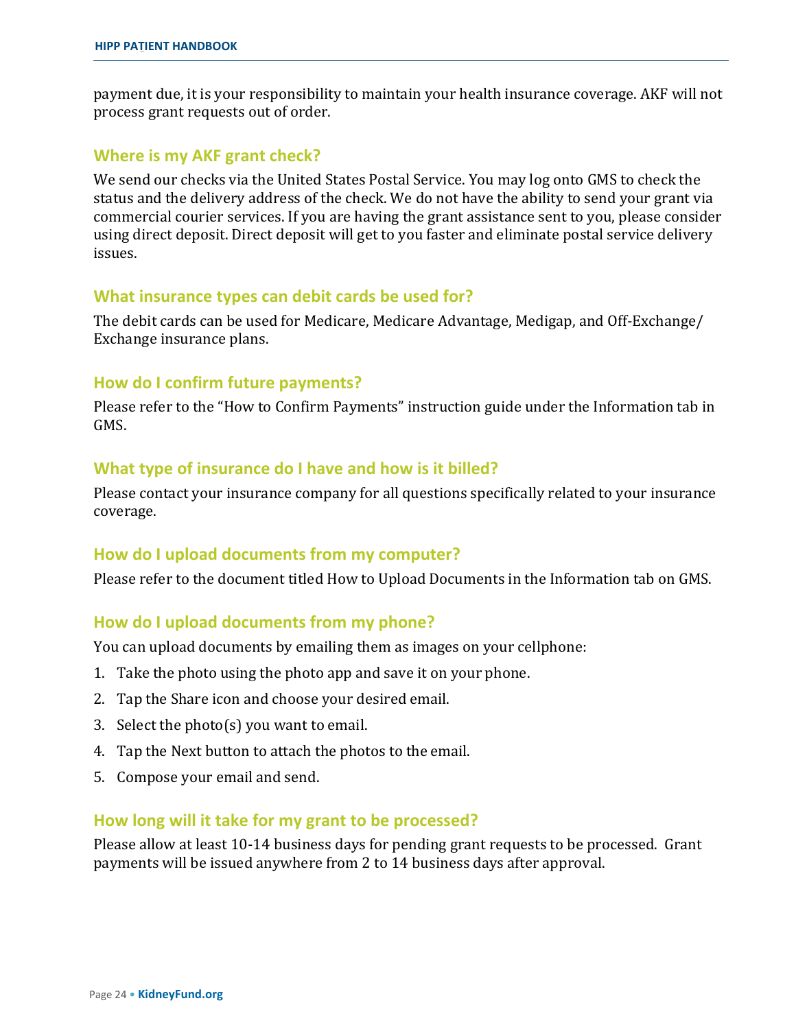payment due, it is your responsibility to maintain your health insurance coverage. AKF will not process grant requests out of order.

### Where is my AKF grant check?

We send our checks via the United States Postal Service. You may log onto GMS to check the status and the delivery address of the check. We do not have the ability to send your grant via commercial courier services. If you are having the grant assistance sent to you, please consider using direct deposit. Direct deposit will get to you faster and eliminate postal service delivery issues.

### What insurance types can debit cards be used for?

The debit cards can be used for Medicare, Medicare Advantage, Medigap, and Off-Exchange/ Exchange insurance plans.

### How do I confirm future payments?

Please refer to the "How to Confirm Payments" instruction guide under the Information tab in GMS.

### What type of insurance do I have and how is it billed?

Please contact your insurance company for all questions specifically related to your insurance coverage.

### How do I upload documents from my computer?

Please refer to the document titled How to Upload Documents in the Information tab on GMS.

### How do I upload documents from my phone?

You can upload documents by emailing them as images on your cellphone:

1. Take the photo using the photo app and save it on your phone.
2. Tap the Share icon and choose your desired email.
3. Select the photo(s) you want to email.
4. Tap the Next button to attach the photos to the email.
5. Compose your email and send.

### How long will it take for my grant to be processed?

Please allow at least 10-14 business days for pending grant requests to be processed. Grant payments will be issued anywhere from 2 to 14 business days after approval.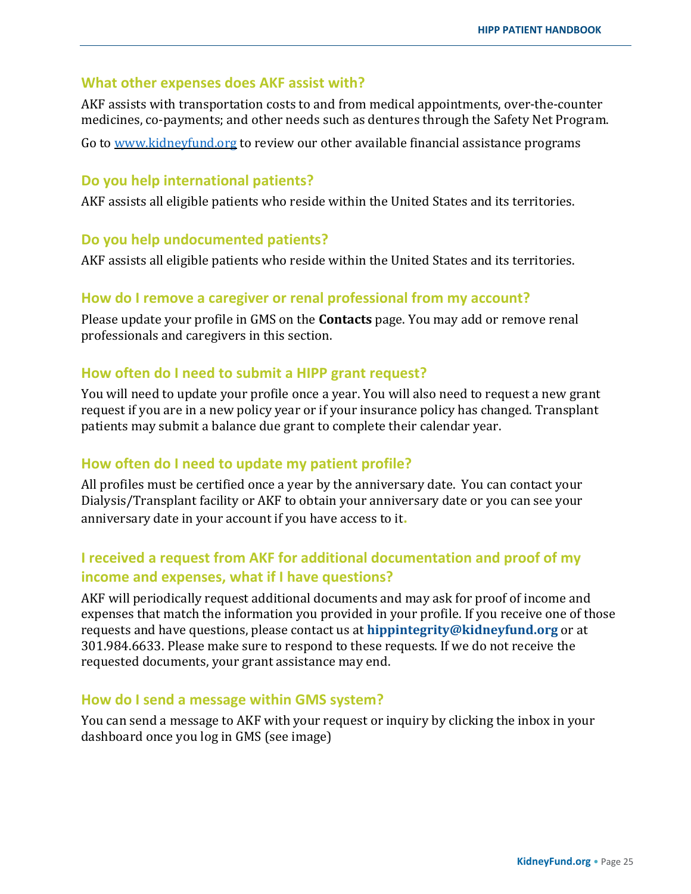### What other expenses does AKF assist with?

AKF assists with transportation costs to and from medical appointments, over-the-counter medicines, co-payments; and other needs such as dentures through the Safety Net Program.

Go to [www.kidneyfund.org](http://www.kidneyfund.org) to review our other available financial assistance programs

### Do you help international patients?

AKF assists all eligible patients who reside within the United States and its territories.

### Do you help undocumented patients?

AKF assists all eligible patients who reside within the United States and its territories.

### How do I remove a caregiver or renal professional from my account?

Please update your profile in GMS on the **Contacts** page. You may add or remove renal professionals and caregivers in this section.

### How often do I need to submit a HIPP grant request?

You will need to update your profile once a year. You will also need to request a new grant request if you are in a new policy year or if your insurance policy has changed. Transplant patients may submit a balance due grant to complete their calendar year.

### How often do I need to update my patient profile?

All profiles must be certified once a year by the anniversary date. You can contact your Dialysis/Transplant facility or AKF to obtain your anniversary date or you can see your anniversary date in your account if you have access to it.

### I received a request from AKF for additional documentation and proof of my income and expenses, what if I have questions?

AKF will periodically request additional documents and may ask for proof of income and expenses that match the information you provided in your profile. If you receive one of those requests and have questions, please contact us at **hippintegrity@kidneyfund.org** or at 301.984.6633. Please make sure to respond to these requests. If we do not receive the requested documents, your grant assistance may end.

### How do I send a message within GMS system?

You can send a message to AKF with your request or inquiry by clicking the inbox in your dashboard once you log in GMS (see image)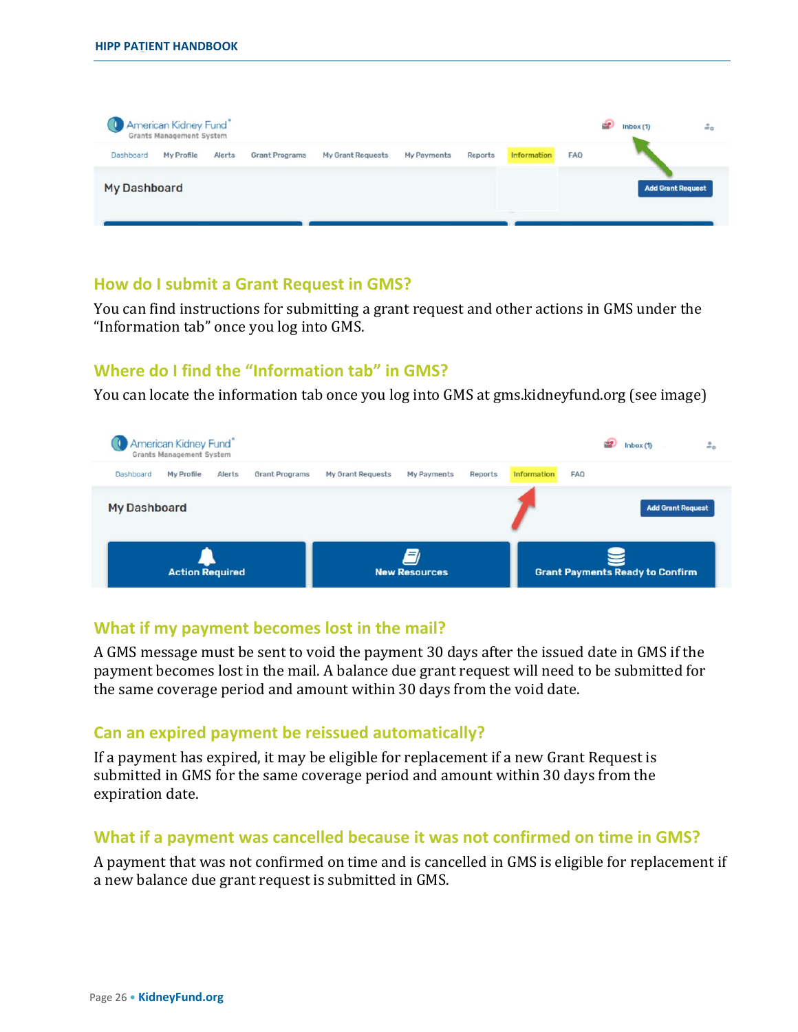## How do I submit a Grant Request in GMS?

You can find instructions for submitting a grant request and other actions in GMS under the "Information tab" once you log into GMS.

## Where do I find the "Information tab" in GMS?

You can locate the information tab once you log into GMS at gms.kidneyfund.org (see image)

## What if my payment becomes lost in the mail?

A GMS message must be sent to void the payment 30 days after the issued date in GMS if the payment becomes lost in the mail. A balance due grant request will need to be submitted for the same coverage period and amount within 30 days from the void date.

## Can an expired payment be reissued automatically?

If a payment has expired, it may be eligible for replacement if a new Grant Request is submitted in GMS for the same coverage period and amount within 30 days from the expiration date.

## What if a payment was cancelled because it was not confirmed on time in GMS?

A payment that was not confirmed on time and is cancelled in GMS is eligible for replacement if a new balance due grant request is submitted in GMS.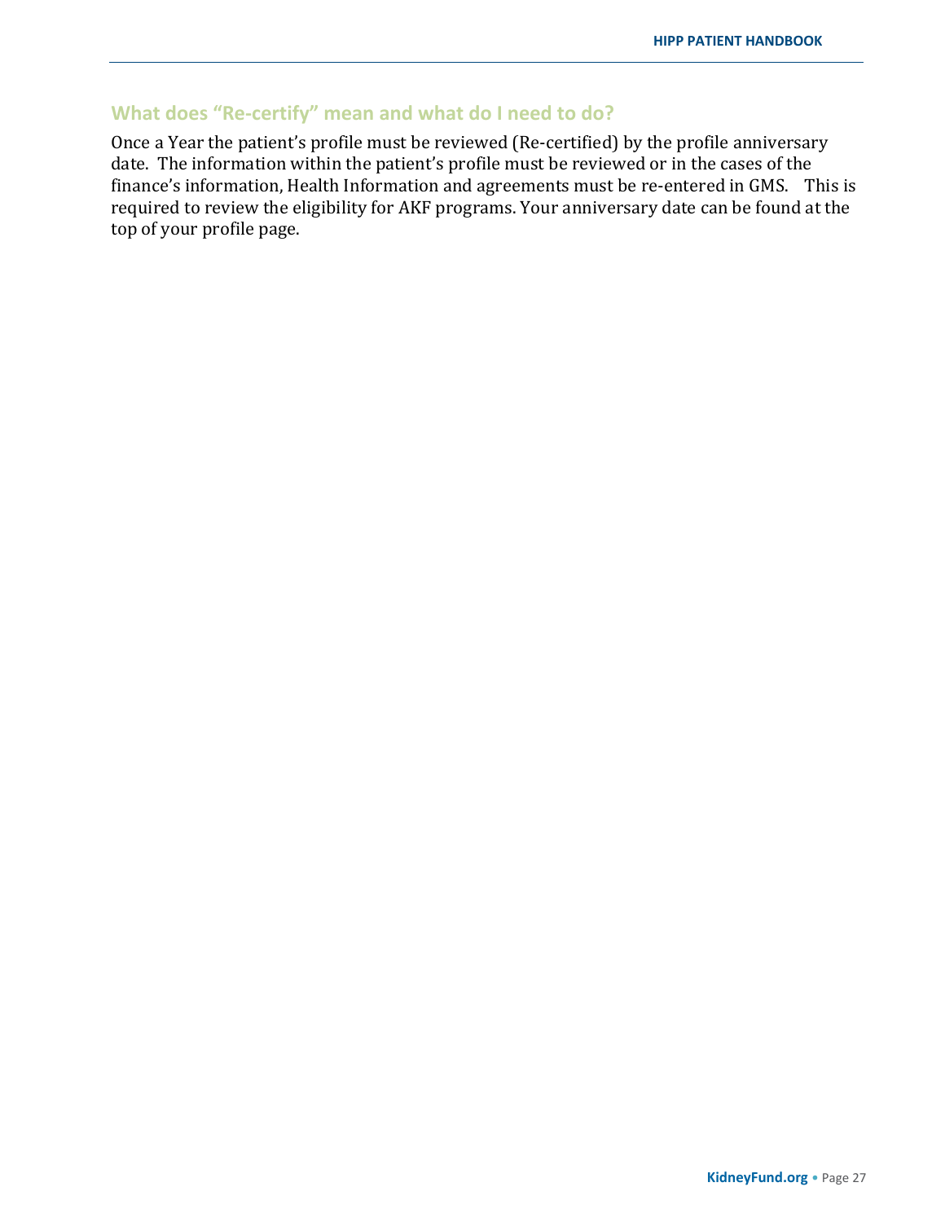## What does “Re-certify” mean and what do I need to do?

Once a Year the patient’s profile must be reviewed (Re-certified) by the profile anniversary date. The information within the patient’s profile must be reviewed or in the cases of the finance’s information, Health Information and agreements must be re-entered in GMS. This is required to review the eligibility for AKF programs. Your anniversary date can be found at the top of your profile page.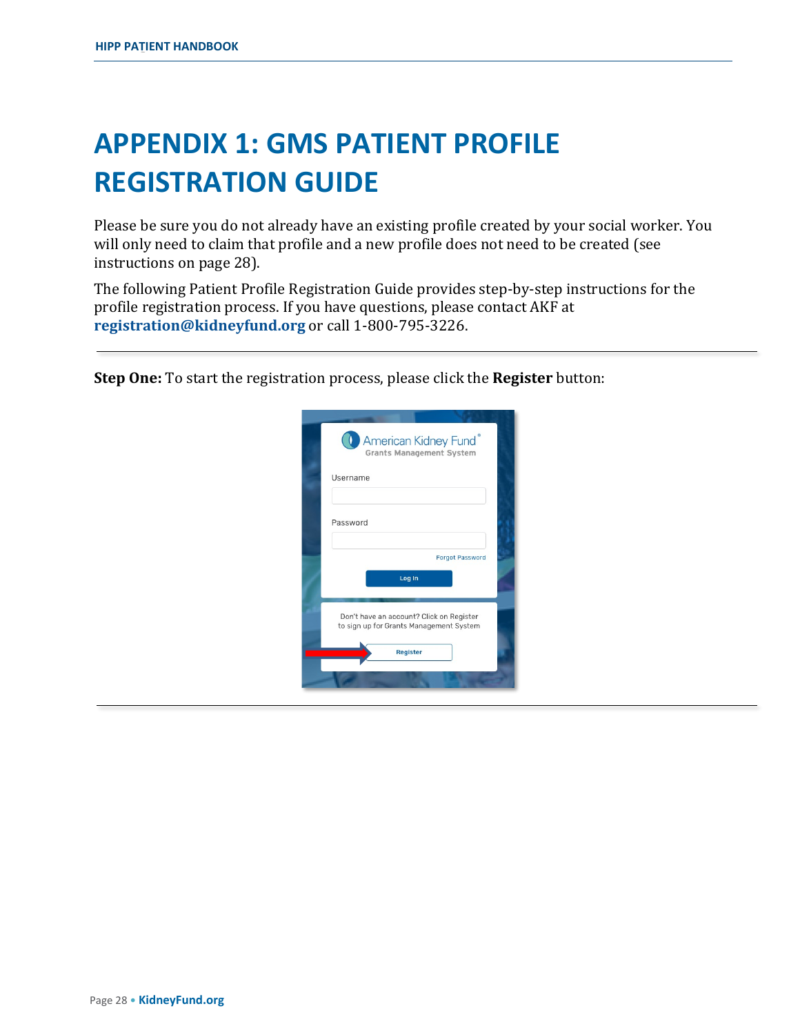# APPENDIX 1: GMS PATIENT PROFILE REGISTRATION GUIDE

Please be sure you do not already have an existing profile created by your social worker. You will only need to claim that profile and a new profile does not need to be created (see instructions on page 28).

The following Patient Profile Registration Guide provides step-by-step instructions for the profile registration process. If you have questions, please contact AKF at **registration@kidneyfund.org** or call 1-800-795-3226.

---

**Step One:** To start the registration process, please click the **Register** button:

---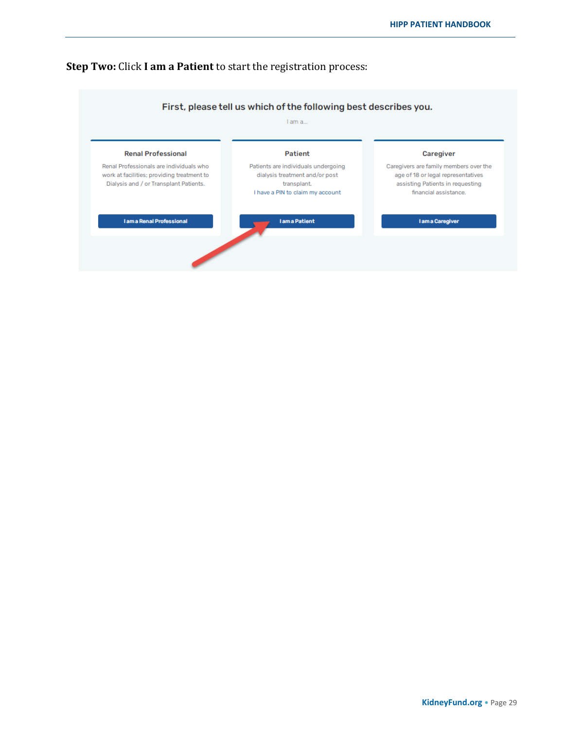**Step Two:** Click **I am a Patient** to start the registration process:

First, please tell us which of the following best describes you.

I am a...

**Renal Professional**

Renal Professionals are individuals who work at facilities; providing treatment to Dialysis and / or Transplant Patients.

I am a Renal Professional

**Patient**

Patients are individuals undergoing dialysis treatment and/or post transplant.

I have a PIN to claim my account

I am a Patient

**Caregiver**

Caregivers are family members over the age of 18 or legal representatives assisting Patients in requesting financial assistance.

I am a Caregiver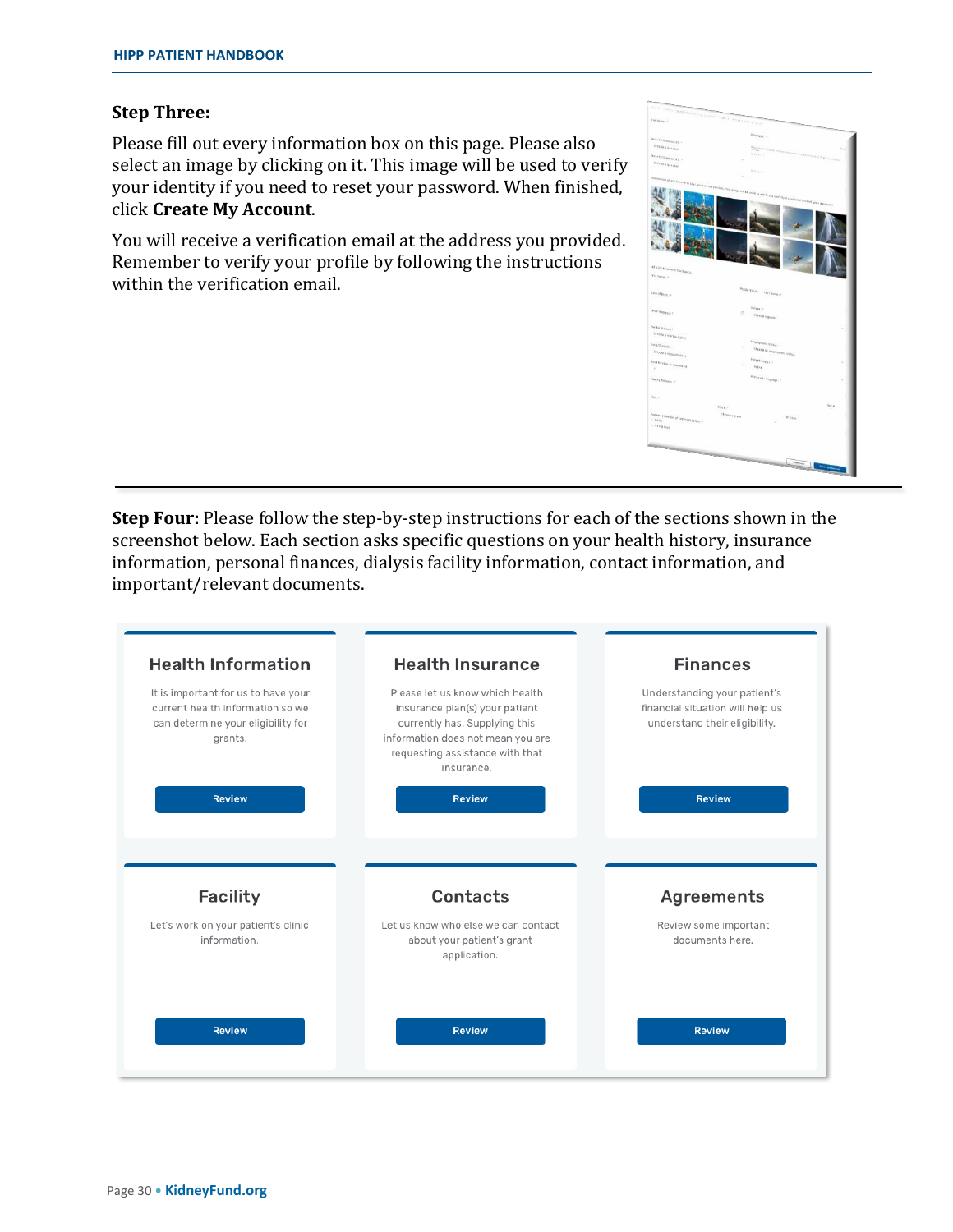**Step Three:**

Please fill out every information box on this page. Please also select an image by clicking on it. This image will be used to verify your identity if you need to reset your password. When finished, click **Create My Account**.

You will receive a verification email at the address you provided. Remember to verify your profile by following the instructions within the verification email.

---

**Step Four:** Please follow the step-by-step instructions for each of the sections shown in the screenshot below. Each section asks specific questions on your health history, insurance information, personal finances, dialysis facility information, contact information, and important/relevant documents.

**Health Information**

It is important for us to have your current health information so we can determine your eligibility for grants.

Review

**Health Insurance**

Please let us know which health insurance plan(s) your patient currently has. Supplying this information does not mean you are requesting assistance with that insurance.

Review

**Finances**

Understanding your patient's financial situation will help us understand their eligibility.

Review

**Facility**

Let's work on your patient's clinic information.

Review

**Contacts**

Let us know who else we can contact about your patient's grant application.

Review

**Agreements**

Review some important documents here.

Review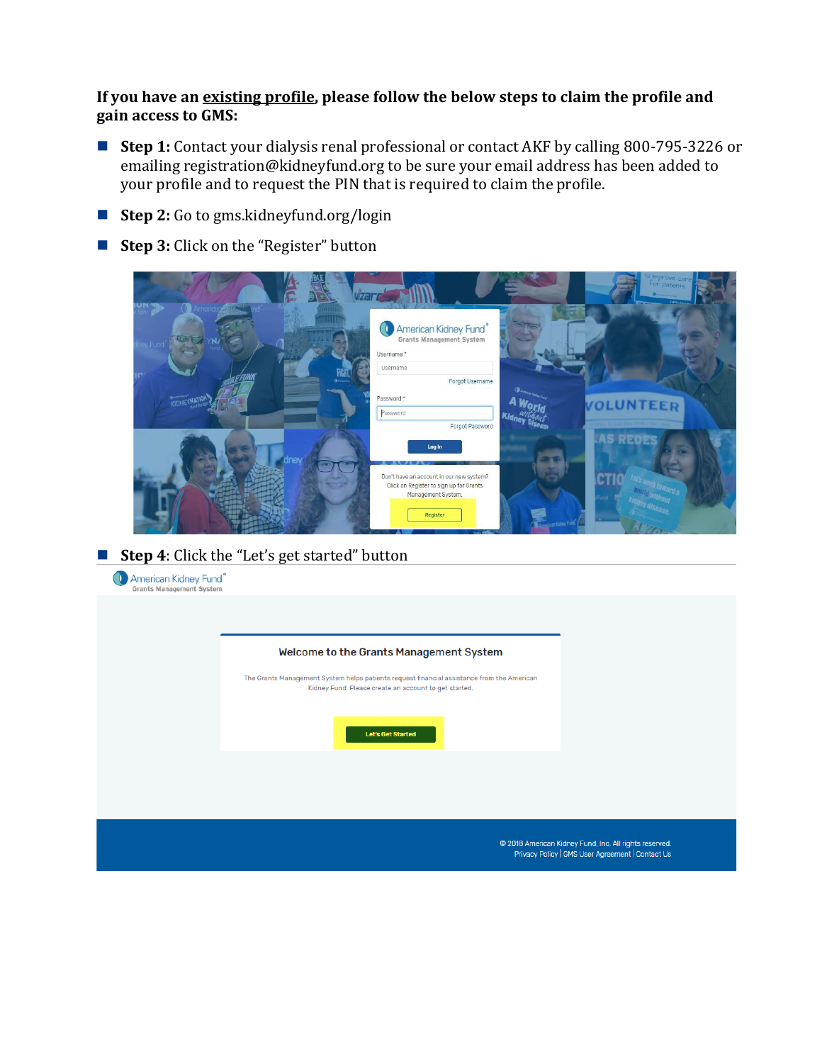**If you have an existing profile, please follow the below steps to claim the profile and gain access to GMS:**

- **Step 1:** Contact your dialysis renal professional or contact AKF by calling 800-795-3226 or emailing registration@kidneyfund.org to be sure your email address has been added to your profile and to request the PIN that is required to claim the profile.
- **Step 2:** Go to gms.kidneyfund.org/login
- **Step 3:** Click on the "Register" button
- **Step 4**: Click the "Let's get started" button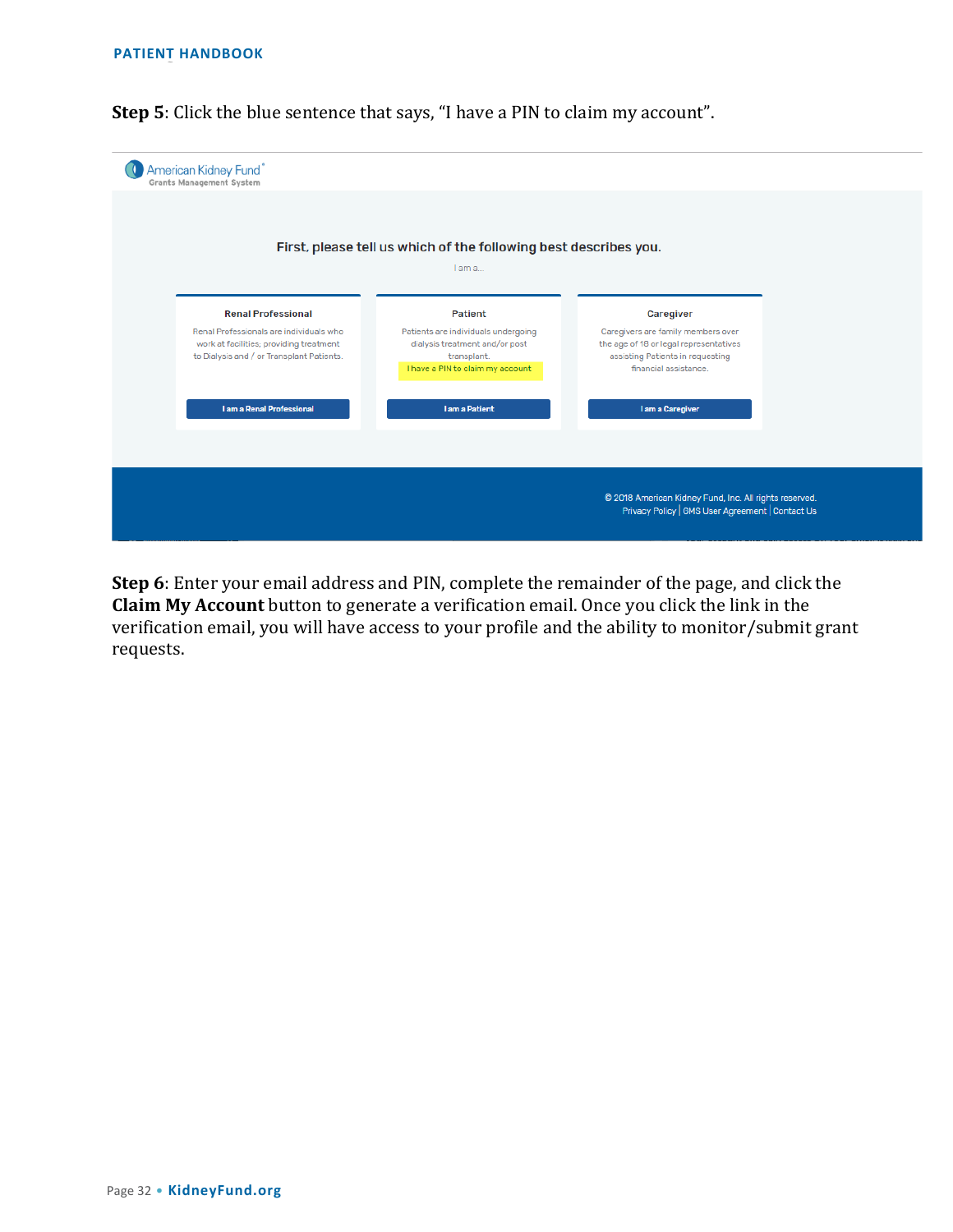**Step 5**: Click the blue sentence that says, "I have a PIN to claim my account".

American Kidney Fund® Grants Management System

First, please tell us which of the following best describes you.

I am a...

**Renal Professional**

Renal Professionals are individuals who work at facilities; providing treatment to Dialysis and / or Transplant Patients.

I am a Renal Professional

**Patient**

Patients are individuals undergoing dialysis treatment and/or post transplant.

I have a PIN to claim my account

I am a Patient

**Caregiver**

Caregivers are family members over the age of 18 or legal representatives assisting Patients in requesting financial assistance.

I am a Caregiver

© 2018 American Kidney Fund, Inc. All rights reserved.
Privacy Policy | GMS User Agreement | Contact Us

**Step 6**: Enter your email address and PIN, complete the remainder of the page, and click the **Claim My Account** button to generate a verification email. Once you click the link in the verification email, you will have access to your profile and the ability to monitor/submit grant requests.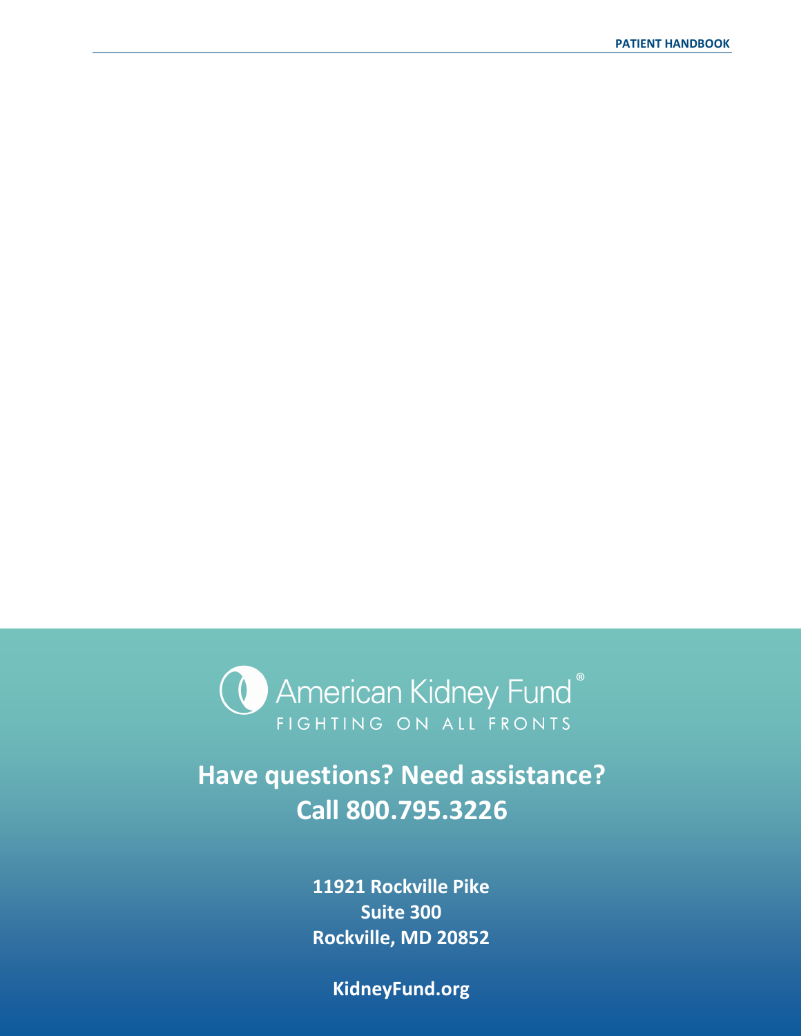American Kidney Fund®

FIGHTING ON ALL FRONTS

## Have questions? Need assistance?
## Call 800.795.3226

**11921 Rockville Pike**
**Suite 300**
**Rockville, MD 20852**

**KidneyFund.org**